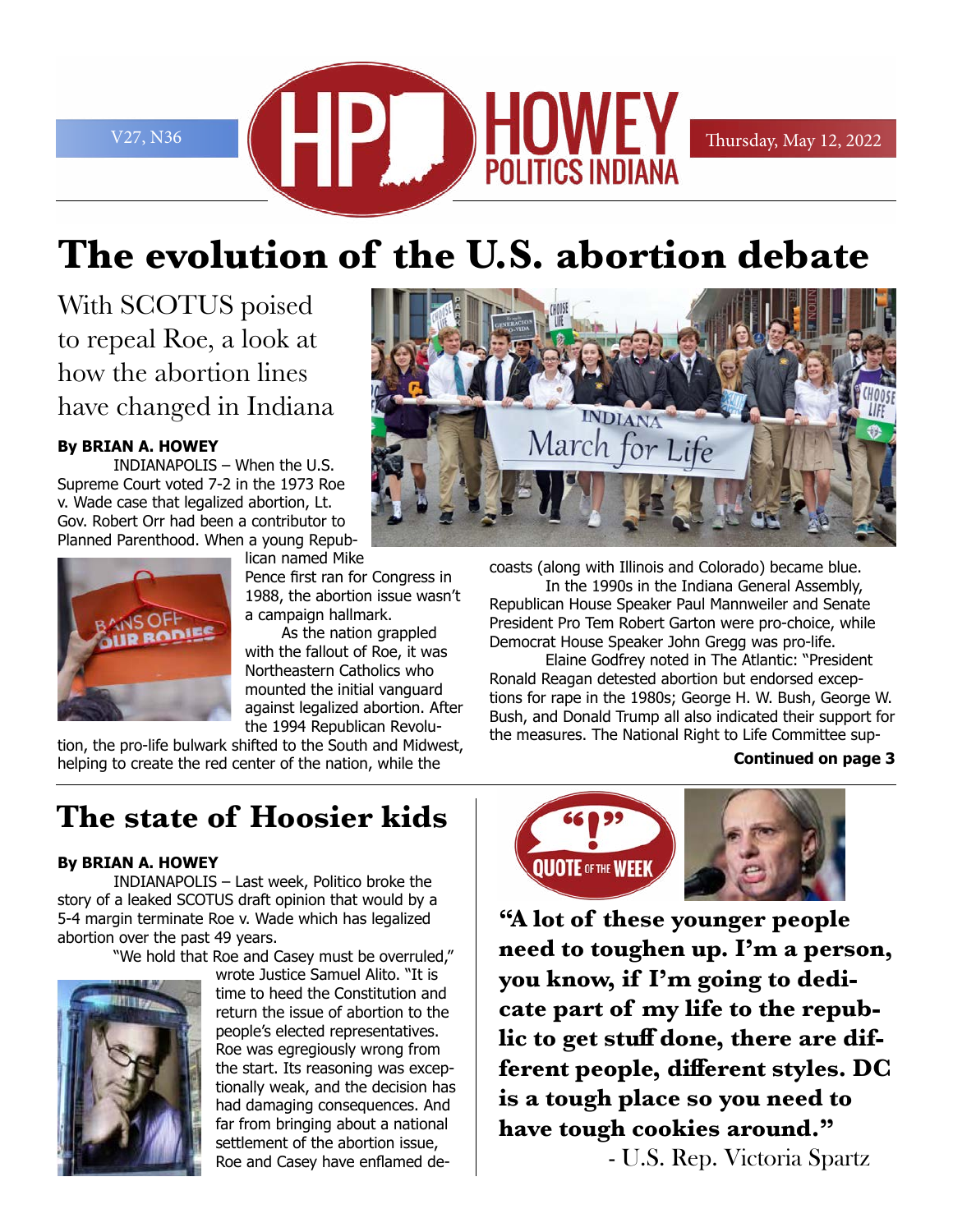V27, N36

**HOWEY POLITICS INDIANA**

Thursday, May 12, 2022

# The evolution of the U.S. abortion debate

## With SCOTUS poised to repeal Roe, a look at how the abortion lines have changed in Indiana

**By BRIAN A. HOWEY**

INDIANAPOLIS – When the U.S. Supreme Court voted 7-2 in the 1973 Roe v. Wade case that legalized abortion, Lt. Gov. Robert Orr had been a contributor to Planned Parenthood. When a young Republican named Mike Pence first ran for Congress in 1988, the abortion issue wasn't a campaign hallmark.

As the nation grappled with the fallout of Roe, it was Northeastern Catholics who mounted the initial vanguard against legalized abortion. After the 1994 Republican Revolution, the pro-life bulwark shifted to the South and Midwest, helping to create the red center of the nation, while the coasts (along with Illinois and Colorado) became blue.

In the 1990s in the Indiana General Assembly, Republican House Speaker Paul Mannweiler and Senate President Pro Tem Robert Garton were pro-choice, while Democrat House Speaker John Gregg was pro-life.

Elaine Godfrey noted in The Atlantic: "President Ronald Reagan detested abortion but endorsed exceptions for rape in the 1980s; George H. W. Bush, George W. Bush, and Donald Trump all also indicated their support for the measures. The National Right to Life Committee sup-

**Continued on page 3**

# The state of Hoosier kids

**By BRIAN A. HOWEY**

INDIANAPOLIS – Last week, Politico broke the story of a leaked SCOTUS draft opinion that would by a 5-4 margin terminate Roe v. Wade which has legalized abortion over the past 49 years.

"We hold that Roe and Casey must be overruled," wrote Justice Samuel Alito. "It is time to heed the Constitution and return the issue of abortion to the people's elected representatives. Roe was egregiously wrong from the start. Its reasoning was exceptionally weak, and the decision has had damaging consequences. And far from bringing about a national settlement of the abortion issue, Roe and Casey have enflamed de-

## QUOTE OF THE WEEK

**"A lot of these younger people need to toughen up. I'm a person, you know, if I'm going to dedicate part of my life to the republic to get stuff done, there are different people, different styles. DC is a tough place so you need to have tough cookies around."**

- U.S. Rep. Victoria Spartz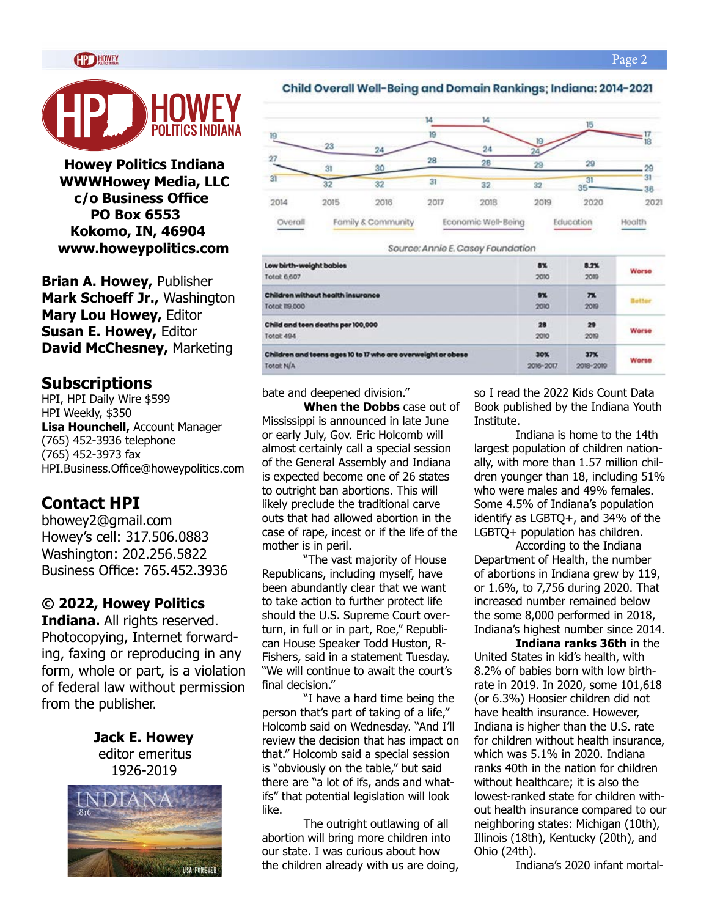**Howey Politics Indiana**
**WWWHowey Media, LLC**
**c/o Business Office**
**PO Box 6553**
**Kokomo, IN, 46904**
**www.howeypolitics.com**

**Brian A. Howey,** Publisher
**Mark Schoeff Jr.,** Washington
**Mary Lou Howey,** Editor
**Susan E. Howey,** Editor
**David McChesney,** Marketing

## Subscriptions

HPI, HPI Daily Wire $599
HPI Weekly, $350
**Lisa Hounchell,** Account Manager
(765) 452-3936 telephone
(765) 452-3973 fax
HPI.Business.Office@howeypolitics.com

## Contact HPI

bhowey2@gmail.com
Howey's cell: 317.506.0883
Washington: 202.256.5822
Business Office: 765.452.3936

**© 2022, Howey Politics Indiana.** All rights reserved. Photocopying, Internet forwarding, faxing or reproducing in any form, whole or part, is a violation of federal law without permission from the publisher.

**Jack E. Howey**
editor emeritus
1926-2019

**Child Overall Well-Being and Domain Rankings; Indiana: 2014-2021**

Overall, Family & Community, Economic Well-Being, Education, Health

Source: Annie E. Casey Foundation

| Indicator | | | |
|---|---|---|---|
| **Low birth-weight babies** Total: 6,607 | 8% 2010 | 8.2% 2019 | Worse |
| **Children without health insurance** Total: 119,000 | 9% 2010 | 7% 2019 | Better |
| **Child and teen deaths per 100,000** Total: 494 | 28 2010 | 29 2019 | Worse |
| **Children and teens ages 10 to 17 who are overweight or obese** Total: N/A | 30% 2016-2017 | 37% 2018-2019 | Worse |

bate and deepened division."

**When the Dobbs** case out of Mississippi is announced in late June or early July, Gov. Eric Holcomb will almost certainly call a special session of the General Assembly and Indiana is expected become one of 26 states to outright ban abortions. This will likely preclude the traditional carve outs that had allowed abortion in the case of rape, incest or if the life of the mother is in peril.

"The vast majority of House Republicans, including myself, have been abundantly clear that we want to take action to further protect life should the U.S. Supreme Court overturn, in full or in part, Roe," Republican House Speaker Todd Huston, R-Fishers, said in a statement Tuesday. "We will continue to await the court's final decision."

"I have a hard time being the person that's part of taking of a life," Holcomb said on Wednesday. "And I'll review the decision that has impact on that." Holcomb said a special session is "obviously on the table," but said there are "a lot of ifs, ands and what-ifs" that potential legislation will look like.

The outright outlawing of all abortion will bring more children into our state. I was curious about how the children already with us are doing, so I read the 2022 Kids Count Data Book published by the Indiana Youth Institute.

Indiana is home to the 14th largest population of children nationally, with more than 1.57 million children younger than 18, including 51% who were males and 49% females. Some 4.5% of Indiana's population identify as LGBTQ+, and 34% of the LGBTQ+ population has children.

According to the Indiana Department of Health, the number of abortions in Indiana grew by 119, or 1.6%, to 7,756 during 2020. That increased number remained below the some 8,000 performed in 2018, Indiana's highest number since 2014.

**Indiana ranks 36th** in the United States in kid's health, with 8.2% of babies born with low birthrate in 2019. In 2020, some 101,618 (or 6.3%) Hoosier children did not have health insurance. However, Indiana is higher than the U.S. rate for children without health insurance, which was 5.1% in 2020. Indiana ranks 40th in the nation for children without healthcare; it is also the lowest-ranked state for children without health insurance compared to our neighboring states: Michigan (10th), Illinois (18th), Kentucky (20th), and Ohio (24th).

Indiana's 2020 infant mortal-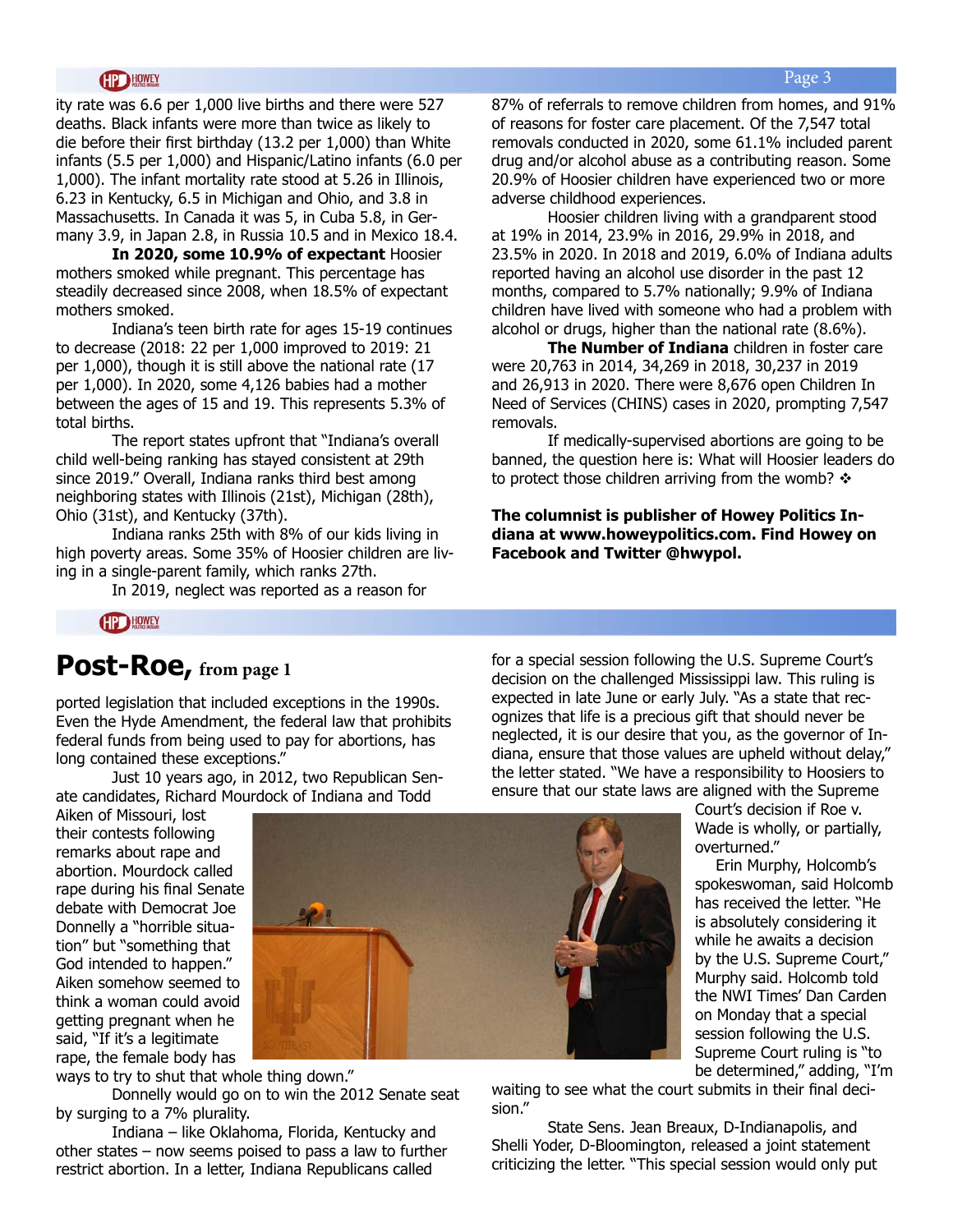ity rate was 6.6 per 1,000 live births and there were 527 deaths. Black infants were more than twice as likely to die before their first birthday (13.2 per 1,000) than White infants (5.5 per 1,000) and Hispanic/Latino infants (6.0 per 1,000). The infant mortality rate stood at 5.26 in Illinois, 6.23 in Kentucky, 6.5 in Michigan and Ohio, and 3.8 in Massachusetts. In Canada it was 5, in Cuba 5.8, in Germany 3.9, in Japan 2.8, in Russia 10.5 and in Mexico 18.4.

**In 2020, some 10.9% of expectant** Hoosier mothers smoked while pregnant. This percentage has steadily decreased since 2008, when 18.5% of expectant mothers smoked.

Indiana's teen birth rate for ages 15-19 continues to decrease (2018: 22 per 1,000 improved to 2019: 21 per 1,000), though it is still above the national rate (17 per 1,000). In 2020, some 4,126 babies had a mother between the ages of 15 and 19. This represents 5.3% of total births.

The report states upfront that "Indiana's overall child well-being ranking has stayed consistent at 29th since 2019." Overall, Indiana ranks third best among neighboring states with Illinois (21st), Michigan (28th), Ohio (31st), and Kentucky (37th).

Indiana ranks 25th with 8% of our kids living in high poverty areas. Some 35% of Hoosier children are living in a single-parent family, which ranks 27th.

In 2019, neglect was reported as a reason for 87% of referrals to remove children from homes, and 91% of reasons for foster care placement. Of the 7,547 total removals conducted in 2020, some 61.1% included parent drug and/or alcohol abuse as a contributing reason. Some 20.9% of Hoosier children have experienced two or more adverse childhood experiences.

Hoosier children living with a grandparent stood at 19% in 2014, 23.9% in 2016, 29.9% in 2018, and 23.5% in 2020. In 2018 and 2019, 6.0% of Indiana adults reported having an alcohol use disorder in the past 12 months, compared to 5.7% nationally; 9.9% of Indiana children have lived with someone who had a problem with alcohol or drugs, higher than the national rate (8.6%).

**The Number of Indiana** children in foster care were 20,763 in 2014, 34,269 in 2018, 30,237 in 2019 and 26,913 in 2020. There were 8,676 open Children In Need of Services (CHINS) cases in 2020, prompting 7,547 removals.

If medically-supervised abortions are going to be banned, the question here is: What will Hoosier leaders do to protect those children arriving from the womb? ❖

**The columnist is publisher of Howey Politics Indiana at www.howeypolitics.com. Find Howey on Facebook and Twitter @hwypol.**

# Post-Roe, from page 1

ported legislation that included exceptions in the 1990s. Even the Hyde Amendment, the federal law that prohibits federal funds from being used to pay for abortions, has long contained these exceptions."

Just 10 years ago, in 2012, two Republican Senate candidates, Richard Mourdock of Indiana and Todd Aiken of Missouri, lost their contests following remarks about rape and abortion. Mourdock called rape during his final Senate debate with Democrat Joe Donnelly a "horrible situation" but "something that God intended to happen." Aiken somehow seemed to think a woman could avoid getting pregnant when he said, "If it's a legitimate rape, the female body has ways to try to shut that whole thing down."

Donnelly would go on to win the 2012 Senate seat by surging to a 7% plurality.

Indiana – like Oklahoma, Florida, Kentucky and other states – now seems poised to pass a law to further restrict abortion. In a letter, Indiana Republicans called for a special session following the U.S. Supreme Court's decision on the challenged Mississippi law. This ruling is expected in late June or early July. "As a state that recognizes that life is a precious gift that should never be neglected, it is our desire that you, as the governor of Indiana, ensure that those values are upheld without delay," the letter stated. "We have a responsibility to Hoosiers to ensure that our state laws are aligned with the Supreme Court's decision if Roe v. Wade is wholly, or partially, overturned."

Erin Murphy, Holcomb's spokeswoman, said Holcomb has received the letter. "He is absolutely considering it while he awaits a decision by the U.S. Supreme Court," Murphy said. Holcomb told the NWI Times' Dan Carden on Monday that a special session following the U.S. Supreme Court ruling is "to be determined," adding, "I'm waiting to see what the court submits in their final decision."

State Sens. Jean Breaux, D-Indianapolis, and Shelli Yoder, D-Bloomington, released a joint statement criticizing the letter. "This special session would only put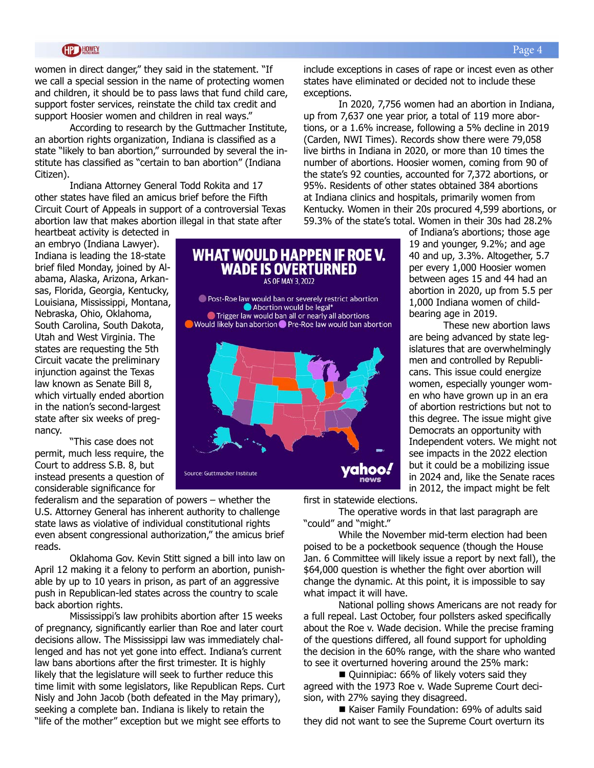women in direct danger," they said in the statement. "If we call a special session in the name of protecting women and children, it should be to pass laws that fund child care, support foster services, reinstate the child tax credit and support Hoosier women and children in real ways."

According to research by the Guttmacher Institute, an abortion rights organization, Indiana is classified as a state "likely to ban abortion," surrounded by several the institute has classified as "certain to ban abortion" (Indiana Citizen).

Indiana Attorney General Todd Rokita and 17 other states have filed an amicus brief before the Fifth Circuit Court of Appeals in support of a controversial Texas abortion law that makes abortion illegal in that state after heartbeat activity is detected in an embryo (Indiana Lawyer). Indiana is leading the 18-state brief filed Monday, joined by Alabama, Alaska, Arizona, Arkansas, Florida, Georgia, Kentucky, Louisiana, Mississippi, Montana, Nebraska, Ohio, Oklahoma, South Carolina, South Dakota, Utah and West Virginia. The states are requesting the 5th Circuit vacate the preliminary injunction against the Texas law known as Senate Bill 8, which virtually ended abortion in the nation's second-largest state after six weeks of pregnancy.

"This case does not permit, much less require, the Court to address S.B. 8, but instead presents a question of considerable significance for federalism and the separation of powers – whether the U.S. Attorney General has inherent authority to challenge state laws as violative of individual constitutional rights even absent congressional authorization," the amicus brief reads.

Oklahoma Gov. Kevin Stitt signed a bill into law on April 12 making it a felony to perform an abortion, punishable by up to 10 years in prison, as part of an aggressive push in Republican-led states across the country to scale back abortion rights.

Mississippi's law prohibits abortion after 15 weeks of pregnancy, significantly earlier than Roe and later court decisions allow. The Mississippi law was immediately challenged and has not yet gone into effect. Indiana's current law bans abortions after the first trimester. It is highly likely that the legislature will seek to further reduce this time limit with some legislators, like Republican Reps. Curt Nisly and John Jacob (both defeated in the May primary), seeking a complete ban. Indiana is likely to retain the "life of the mother" exception but we might see efforts to include exceptions in cases of rape or incest even as other states have eliminated or decided not to include these exceptions.

In 2020, 7,756 women had an abortion in Indiana, up from 7,637 one year prior, a total of 119 more abortions, or a 1.6% increase, following a 5% decline in 2019 (Carden, NWI Times). Records show there were 79,058 live births in Indiana in 2020, or more than 10 times the number of abortions. Hoosier women, coming from 90 of the state's 92 counties, accounted for 7,372 abortions, or 95%. Residents of other states obtained 384 abortions at Indiana clinics and hospitals, primarily women from Kentucky. Women in their 20s procured 4,599 abortions, or 59.3% of the state's total. Women in their 30s had 28.2% of Indiana's abortions; those age 19 and younger, 9.2%; and age 40 and up, 3.3%. Altogether, 5.7 per every 1,000 Hoosier women between ages 15 and 44 had an abortion in 2020, up from 5.5 per 1,000 Indiana women of child-bearing age in 2019.

**WHAT WOULD HAPPEN IF ROE V. WADE IS OVERTURNED**
AS OF MAY 3, 2022

- Post-Roe law would ban or severely restrict abortion
- Abortion would be legal*
- Trigger law would ban all or nearly all abortions
- Would likely ban abortion
- Pre-Roe law would ban abortion

Source: Guttmacher Institute

These new abortion laws are being advanced by state legislatures that are overwhelmingly men and controlled by Republicans. This issue could energize women, especially younger women who have grown up in an era of abortion restrictions but not to this degree. The issue might give Democrats an opportunity with Independent voters. We might not see impacts in the 2022 election but it could be a mobilizing issue in 2024 and, like the Senate races in 2012, the impact might be felt first in statewide elections.

The operative words in that last paragraph are "could" and "might."

While the November mid-term election had been poised to be a pocketbook sequence (though the House Jan. 6 Committee will likely issue a report by next fall), the $64,000 question is whether the fight over abortion will change the dynamic. At this point, it is impossible to say what impact it will have.

National polling shows Americans are not ready for a full repeal. Last October, four pollsters asked specifically about the Roe v. Wade decision. While the precise framing of the questions differed, all found support for upholding the decision in the 60% range, with the share who wanted to see it overturned hovering around the 25% mark:

- Quinnipiac: 66% of likely voters said they agreed with the 1973 Roe v. Wade Supreme Court decision, with 27% saying they disagreed.
- Kaiser Family Foundation: 69% of adults said they did not want to see the Supreme Court overturn its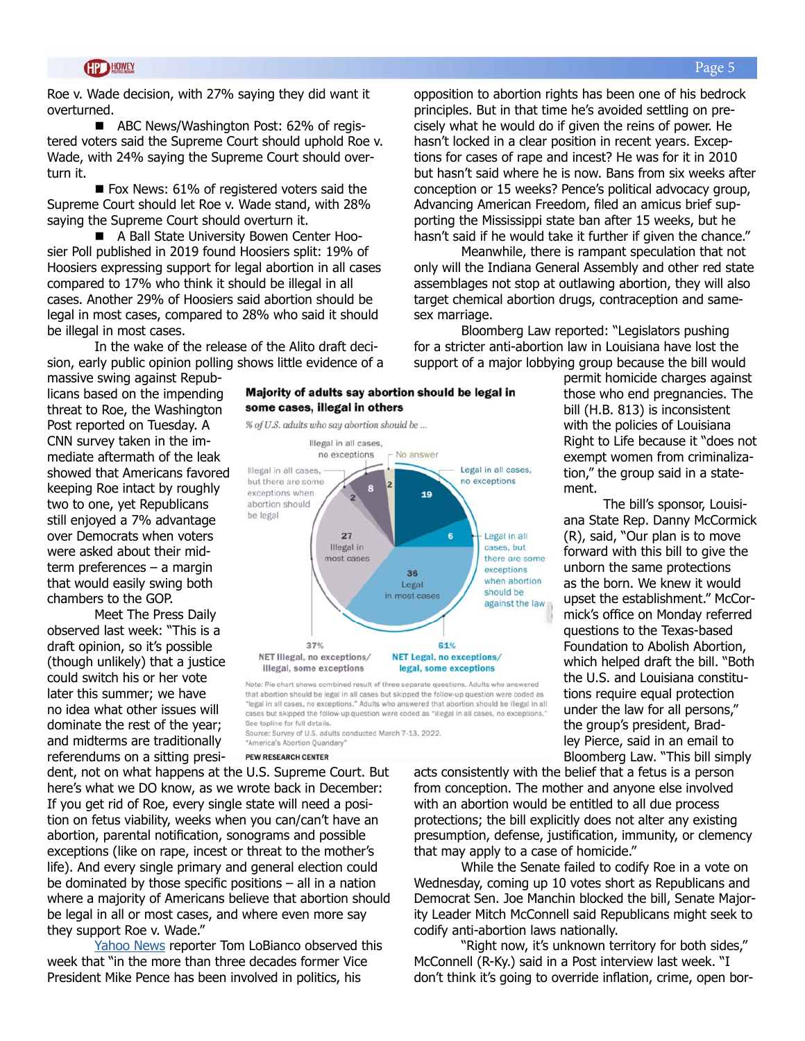Roe v. Wade decision, with 27% saying they did want it overturned.

- ABC News/Washington Post: 62% of registered voters said the Supreme Court should uphold Roe v. Wade, with 24% saying the Supreme Court should overturn it.
- Fox News: 61% of registered voters said the Supreme Court should let Roe v. Wade stand, with 28% saying the Supreme Court should overturn it.
- A Ball State University Bowen Center Hoosier Poll published in 2019 found Hoosiers split: 19% of Hoosiers expressing support for legal abortion in all cases compared to 17% who think it should be illegal in all cases. Another 29% of Hoosiers said abortion should be legal in most cases, compared to 28% who said it should be illegal in most cases.

In the wake of the release of the Alito draft decision, early public opinion polling shows little evidence of a massive swing against Republicans based on the impending threat to Roe, the Washington Post reported on Tuesday. A CNN survey taken in the immediate aftermath of the leak showed that Americans favored keeping Roe intact by roughly two to one, yet Republicans still enjoyed a 7% advantage over Democrats when voters were asked about their midterm preferences – a margin that would easily swing both chambers to the GOP.

Meet The Press Daily observed last week: "This is a draft opinion, so it's possible (though unlikely) that a justice could switch his or her vote later this summer; we have no idea what other issues will dominate the rest of the year; and midterms are traditionally referendums on a sitting president, not on what happens at the U.S. Supreme Court. But here's what we DO know, as we wrote back in December: If you get rid of Roe, every single state will need a position on fetus viability, weeks when you can/can't have an abortion, parental notification, sonograms and possible exceptions (like on rape, incest or threat to the mother's life). And every single primary and general election could be dominated by those specific positions – all in a nation where a majority of Americans believe that abortion should be legal in all or most cases, and where even more say they support Roe v. Wade."

**Majority of adults say abortion should be legal in some cases, illegal in others**

*% of U.S. adults who say abortion should be ...*

| Response | % |
|---|---|
| Legal in all cases, no exceptions | 19 |
| Legal in all cases, but there are some exceptions when abortion should be against the law | 6 |
| Legal in most cases | 36 |
| Illegal in most cases | 27 |
| Illegal in all cases, but there are some exceptions when abortion should be legal | 2 |
| Illegal in all cases, no exceptions | 8 |
| No answer | 2 |

37% NET Illegal, no exceptions/illegal, some exceptions

61% NET Legal, no exceptions/legal, some exceptions

Note: Pie chart shows combined result of three separate questions. Adults who answered that abortion should be legal in all cases but skipped the follow-up question were coded as "legal in all cases, no exceptions." Adults who answered that abortion should be illegal in all cases but skipped the follow-up question were coded as "illegal in all cases, no exceptions." See topline for full details.
Source: Survey of U.S. adults conducted March 7-13, 2022.
"America's Abortion Quandary"
PEW RESEARCH CENTER

Yahoo News reporter Tom LoBianco observed this week that "in the more than three decades former Vice President Mike Pence has been involved in politics, his opposition to abortion rights has been one of his bedrock principles. But in that time he's avoided settling on precisely what he would do if given the reins of power. He hasn't locked in a clear position in recent years. Exceptions for cases of rape and incest? He was for it in 2010 but hasn't said where he is now. Bans from six weeks after conception or 15 weeks? Pence's political advocacy group, Advancing American Freedom, filed an amicus brief supporting the Mississippi state ban after 15 weeks, but he hasn't said if he would take it further if given the chance."

Meanwhile, there is rampant speculation that not only will the Indiana General Assembly and other red state assemblages not stop at outlawing abortion, they will also target chemical abortion drugs, contraception and same-sex marriage.

Bloomberg Law reported: "Legislators pushing for a stricter anti-abortion law in Louisiana have lost the support of a major lobbying group because the bill would permit homicide charges against those who end pregnancies. The bill (H.B. 813) is inconsistent with the policies of Louisiana Right to Life because it "does not exempt women from criminalization," the group said in a statement.

The bill's sponsor, Louisiana State Rep. Danny McCormick (R), said, "Our plan is to move forward with this bill to give the unborn the same protections as the born. We knew it would upset the establishment." McCormick's office on Monday referred questions to the Texas-based Foundation to Abolish Abortion, which helped draft the bill. "Both the U.S. and Louisiana constitutions require equal protection under the law for all persons," the group's president, Bradley Pierce, said in an email to Bloomberg Law. "This bill simply acts consistently with the belief that a fetus is a person from conception. The mother and anyone else involved with an abortion would be entitled to all due process protections; the bill explicitly does not alter any existing presumption, defense, justification, immunity, or clemency that may apply to a case of homicide."

While the Senate failed to codify Roe in a vote on Wednesday, coming up 10 votes short as Republicans and Democrat Sen. Joe Manchin blocked the bill, Senate Majority Leader Mitch McConnell said Republicans might seek to codify anti-abortion laws nationally.

"Right now, it's unknown territory for both sides," McConnell (R-Ky.) said in a Post interview last week. "I don't think it's going to override inflation, crime, open bor-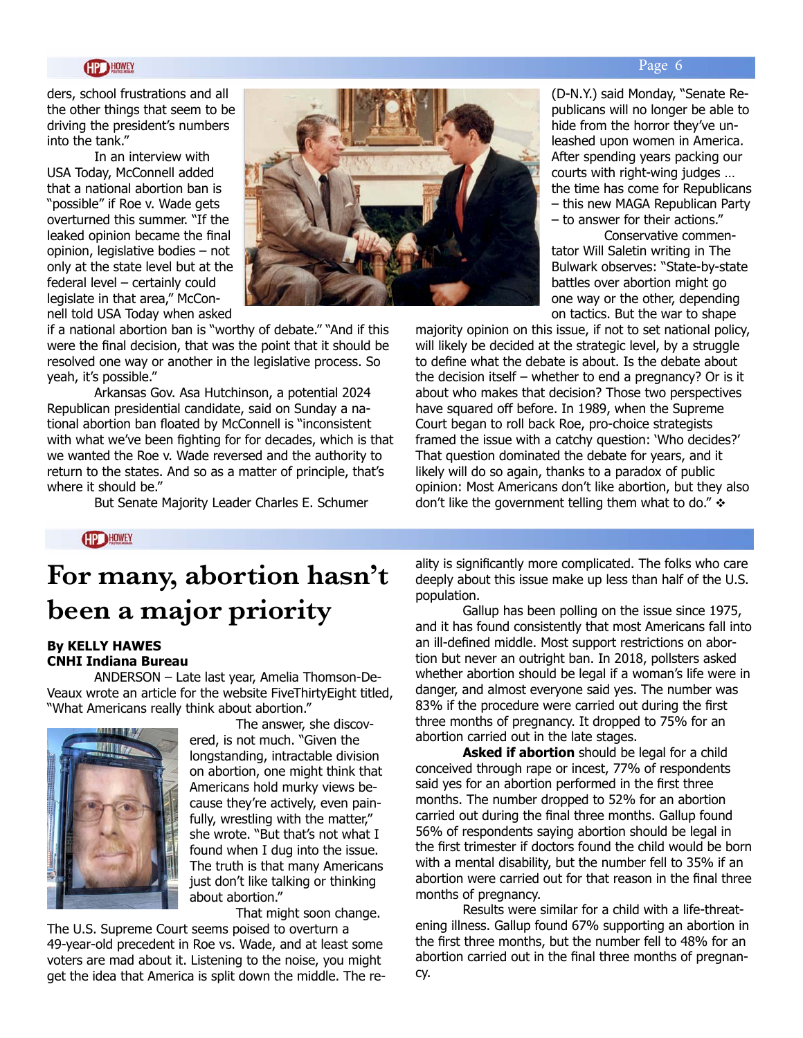ders, school frustrations and all the other things that seem to be driving the president's numbers into the tank."

In an interview with USA Today, McConnell added that a national abortion ban is "possible" if Roe v. Wade gets overturned this summer. "If the leaked opinion became the final opinion, legislative bodies – not only at the state level but at the federal level – certainly could legislate in that area," McConnell told USA Today when asked if a national abortion ban is "worthy of debate." "And if this were the final decision, that was the point that it should be resolved one way or another in the legislative process. So yeah, it's possible."

Arkansas Gov. Asa Hutchinson, a potential 2024 Republican presidential candidate, said on Sunday a national abortion ban floated by McConnell is "inconsistent with what we've been fighting for for decades, which is that we wanted the Roe v. Wade reversed and the authority to return to the states. And so as a matter of principle, that's where it should be."

But Senate Majority Leader Charles E. Schumer (D-N.Y.) said Monday, "Senate Republicans will no longer be able to hide from the horror they've unleashed upon women in America. After spending years packing our courts with right-wing judges … the time has come for Republicans – this new MAGA Republican Party – to answer for their actions."

Conservative commentator Will Saletin writing in The Bulwark observes: "State-by-state battles over abortion might go one way or the other, depending on tactics. But the war to shape majority opinion on this issue, if not to set national policy, will likely be decided at the strategic level, by a struggle to define what the debate is about. Is the debate about the decision itself – whether to end a pregnancy? Or is it about who makes that decision? Those two perspectives have squared off before. In 1989, when the Supreme Court began to roll back Roe, pro-choice strategists framed the issue with a catchy question: 'Who decides?' That question dominated the debate for years, and it likely will do so again, thanks to a paradox of public opinion: Most Americans don't like abortion, but they also don't like the government telling them what to do." ❖

# For many, abortion hasn't been a major priority

**By KELLY HAWES**
**CNHI Indiana Bureau**

ANDERSON – Late last year, Amelia Thomson-DeVeaux wrote an article for the website FiveThirtyEight titled, "What Americans really think about abortion."

The answer, she discovered, is not much. "Given the longstanding, intractable division on abortion, one might think that Americans hold murky views because they're actively, even painfully, wrestling with the matter," she wrote. "But that's not what I found when I dug into the issue. The truth is that many Americans just don't like talking or thinking about abortion."

That might soon change. The U.S. Supreme Court seems poised to overturn a 49-year-old precedent in Roe vs. Wade, and at least some voters are mad about it. Listening to the noise, you might get the idea that America is split down the middle. The reality is significantly more complicated. The folks who care deeply about this issue make up less than half of the U.S. population.

Gallup has been polling on the issue since 1975, and it has found consistently that most Americans fall into an ill-defined middle. Most support restrictions on abortion but never an outright ban. In 2018, pollsters asked whether abortion should be legal if a woman's life were in danger, and almost everyone said yes. The number was 83% if the procedure were carried out during the first three months of pregnancy. It dropped to 75% for an abortion carried out in the late stages.

**Asked if abortion** should be legal for a child conceived through rape or incest, 77% of respondents said yes for an abortion performed in the first three months. The number dropped to 52% for an abortion carried out during the final three months. Gallup found 56% of respondents saying abortion should be legal in the first trimester if doctors found the child would be born with a mental disability, but the number fell to 35% if an abortion were carried out for that reason in the final three months of pregnancy.

Results were similar for a child with a life-threatening illness. Gallup found 67% supporting an abortion in the first three months, but the number fell to 48% for an abortion carried out in the final three months of pregnancy.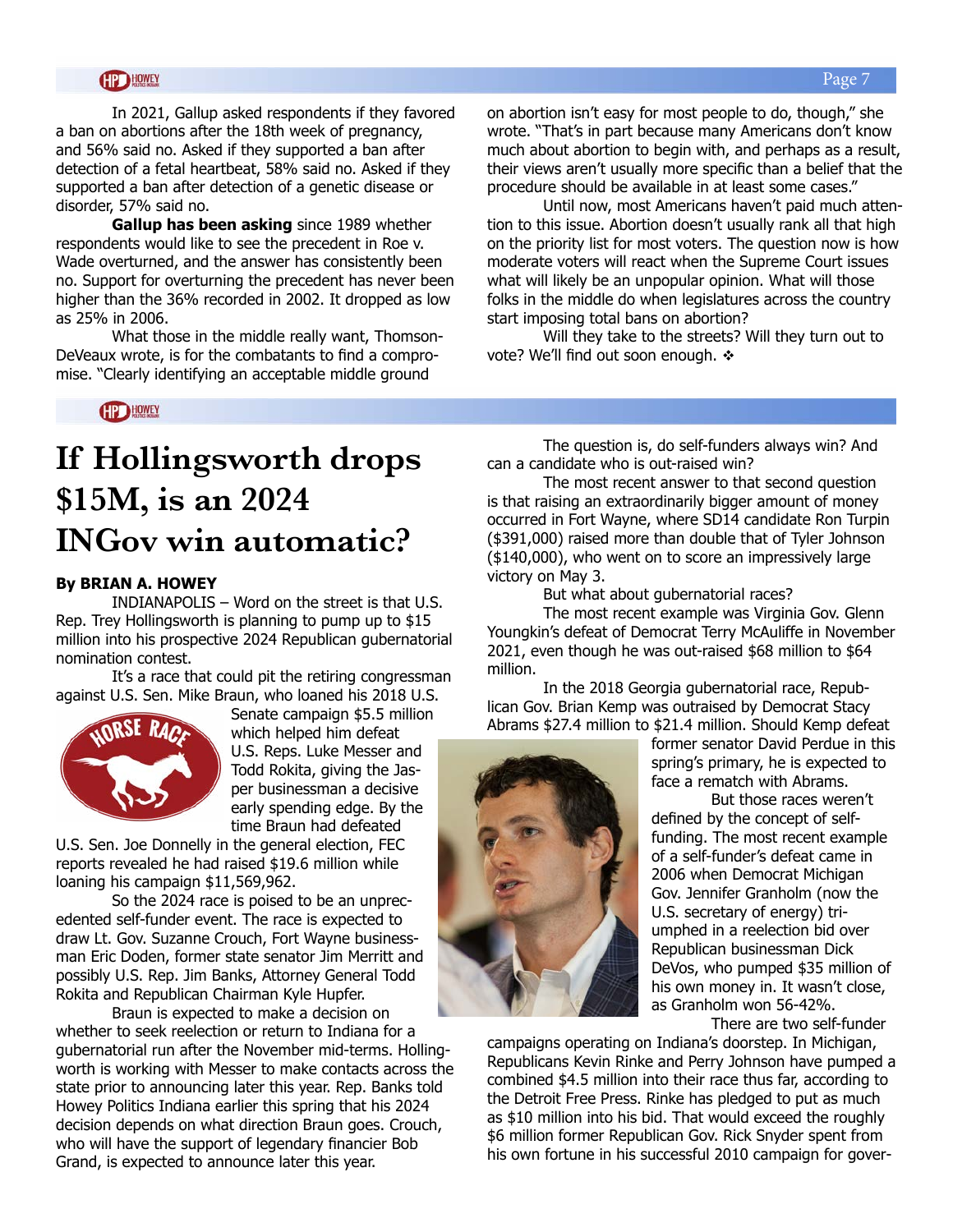In 2021, Gallup asked respondents if they favored a ban on abortions after the 18th week of pregnancy, and 56% said no. Asked if they supported a ban after detection of a fetal heartbeat, 58% said no. Asked if they supported a ban after detection of a genetic disease or disorder, 57% said no.

**Gallup has been asking** since 1989 whether respondents would like to see the precedent in Roe v. Wade overturned, and the answer has consistently been no. Support for overturning the precedent has never been higher than the 36% recorded in 2002. It dropped as low as 25% in 2006.

What those in the middle really want, Thomson-DeVeaux wrote, is for the combatants to find a compromise. "Clearly identifying an acceptable middle ground on abortion isn't easy for most people to do, though," she wrote. "That's in part because many Americans don't know much about abortion to begin with, and perhaps as a result, their views aren't usually more specific than a belief that the procedure should be available in at least some cases."

Until now, most Americans haven't paid much attention to this issue. Abortion doesn't usually rank all that high on the priority list for most voters. The question now is how moderate voters will react when the Supreme Court issues what will likely be an unpopular opinion. What will those folks in the middle do when legislatures across the country start imposing total bans on abortion?

Will they take to the streets? Will they turn out to vote? We'll find out soon enough. ❖

# If Hollingsworth drops $15M, is an 2024 INGov win automatic?

**By BRIAN A. HOWEY**

INDIANAPOLIS – Word on the street is that U.S. Rep. Trey Hollingsworth is planning to pump up to $15 million into his prospective 2024 Republican gubernatorial nomination contest.

It's a race that could pit the retiring congressman against U.S. Sen. Mike Braun, who loaned his 2018 U.S. Senate campaign $5.5 million which helped him defeat U.S. Reps. Luke Messer and Todd Rokita, giving the Jasper businessman a decisive early spending edge. By the time Braun had defeated U.S. Sen. Joe Donnelly in the general election, FEC reports revealed he had raised $19.6 million while loaning his campaign $11,569,962.

So the 2024 race is poised to be an unprecedented self-funder event. The race is expected to draw Lt. Gov. Suzanne Crouch, Fort Wayne businessman Eric Doden, former state senator Jim Merritt and possibly U.S. Rep. Jim Banks, Attorney General Todd Rokita and Republican Chairman Kyle Hupfer.

Braun is expected to make a decision on whether to seek reelection or return to Indiana for a gubernatorial run after the November mid-terms. Hollingsworth is working with Messer to make contacts across the state prior to announcing later this year. Rep. Banks told Howey Politics Indiana earlier this spring that his 2024 decision depends on what direction Braun goes. Crouch, who will have the support of legendary financier Bob Grand, is expected to announce later this year.

The question is, do self-funders always win? And can a candidate who is out-raised win?

The most recent answer to that second question is that raising an extraordinarily bigger amount of money occurred in Fort Wayne, where SD14 candidate Ron Turpin ($391,000) raised more than double that of Tyler Johnson ($140,000), who went on to score an impressively large victory on May 3.

But what about gubernatorial races?

The most recent example was Virginia Gov. Glenn Youngkin's defeat of Democrat Terry McAuliffe in November 2021, even though he was out-raised $68 million to $64 million.

In the 2018 Georgia gubernatorial race, Republican Gov. Brian Kemp was outraised by Democrat Stacy Abrams $27.4 million to $21.4 million. Should Kemp defeat former senator David Perdue in this spring's primary, he is expected to face a rematch with Abrams.

But those races weren't defined by the concept of self-funding. The most recent example of a self-funder's defeat came in 2006 when Democrat Michigan Gov. Jennifer Granholm (now the U.S. secretary of energy) triumphed in a reelection bid over Republican businessman Dick DeVos, who pumped $35 million of his own money in. It wasn't close, as Granholm won 56-42%.

There are two self-funder campaigns operating on Indiana's doorstep. In Michigan, Republicans Kevin Rinke and Perry Johnson have pumped a combined $4.5 million into their race thus far, according to the Detroit Free Press. Rinke has pledged to put as much as $10 million into his bid. That would exceed the roughly $6 million former Republican Gov. Rick Snyder spent from his own fortune in his successful 2010 campaign for gover-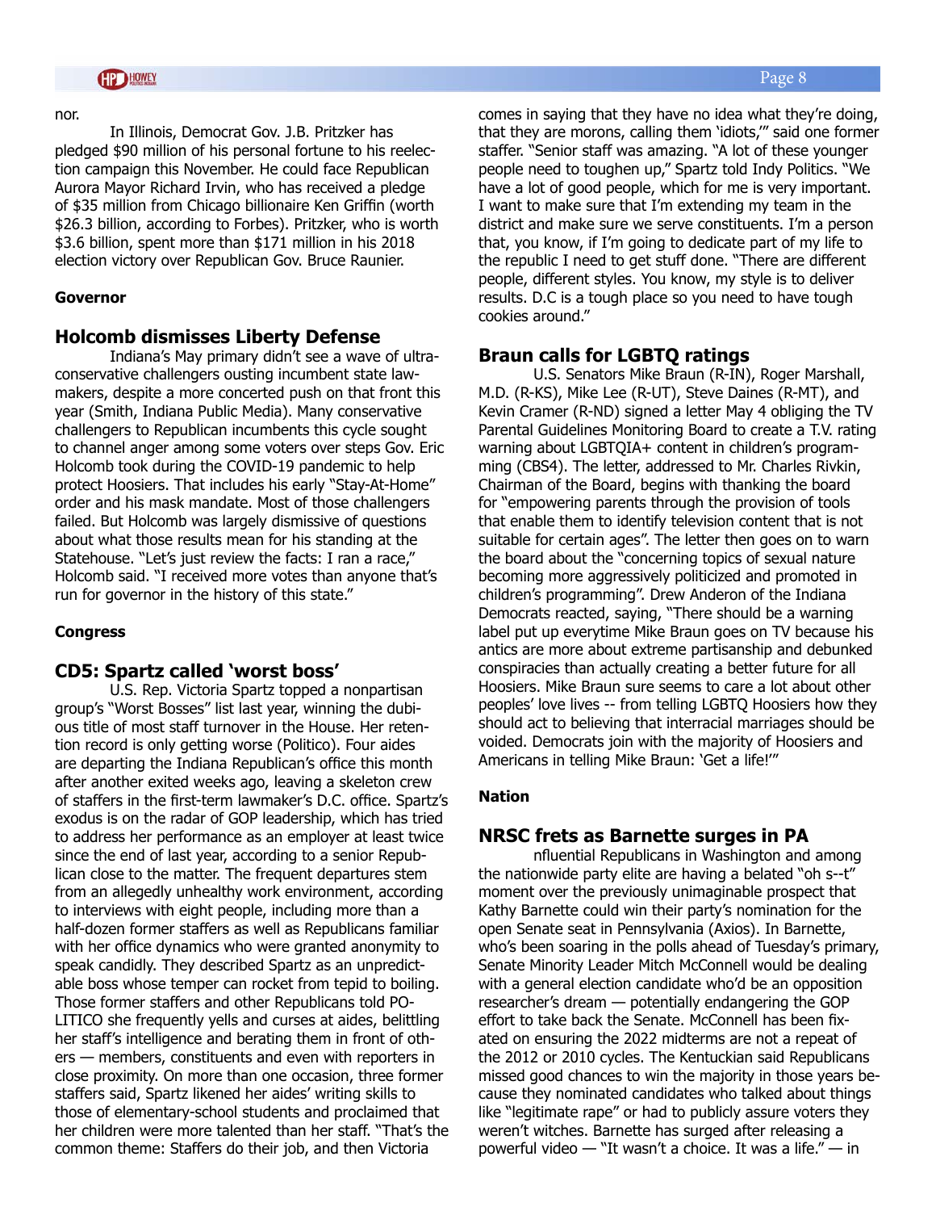nor.

In Illinois, Democrat Gov. J.B. Pritzker has pledged $90 million of his personal fortune to his reelection campaign this November. He could face Republican Aurora Mayor Richard Irvin, who has received a pledge of $35 million from Chicago billionaire Ken Griffin (worth $26.3 billion, according to Forbes). Pritzker, who is worth $3.6 billion, spent more than $171 million in his 2018 election victory over Republican Gov. Bruce Raunier.

**Governor**

## Holcomb dismisses Liberty Defense

Indiana's May primary didn't see a wave of ultraconservative challengers ousting incumbent state lawmakers, despite a more concerted push on that front this year (Smith, Indiana Public Media). Many conservative challengers to Republican incumbents this cycle sought to channel anger among some voters over steps Gov. Eric Holcomb took during the COVID-19 pandemic to help protect Hoosiers. That includes his early "Stay-At-Home" order and his mask mandate. Most of those challengers failed. But Holcomb was largely dismissive of questions about what those results mean for his standing at the Statehouse. "Let's just review the facts: I ran a race," Holcomb said. "I received more votes than anyone that's run for governor in the history of this state."

**Congress**

## CD5: Spartz called 'worst boss'

U.S. Rep. Victoria Spartz topped a nonpartisan group's "Worst Bosses" list last year, winning the dubious title of most staff turnover in the House. Her retention record is only getting worse (Politico). Four aides are departing the Indiana Republican's office this month after another exited weeks ago, leaving a skeleton crew of staffers in the first-term lawmaker's D.C. office. Spartz's exodus is on the radar of GOP leadership, which has tried to address her performance as an employer at least twice since the end of last year, according to a senior Republican close to the matter. The frequent departures stem from an allegedly unhealthy work environment, according to interviews with eight people, including more than a half-dozen former staffers as well as Republicans familiar with her office dynamics who were granted anonymity to speak candidly. They described Spartz as an unpredictable boss whose temper can rocket from tepid to boiling. Those former staffers and other Republicans told POLITICO she frequently yells and curses at aides, belittling her staff's intelligence and berating them in front of others — members, constituents and even with reporters in close proximity. On more than one occasion, three former staffers said, Spartz likened her aides' writing skills to those of elementary-school students and proclaimed that her children were more talented than her staff. "That's the common theme: Staffers do their job, and then Victoria comes in saying that they have no idea what they're doing, that they are morons, calling them 'idiots,'" said one former staffer. "Senior staff was amazing. "A lot of these younger people need to toughen up," Spartz told Indy Politics. "We have a lot of good people, which for me is very important. I want to make sure that I'm extending my team in the district and make sure we serve constituents. I'm a person that, you know, if I'm going to dedicate part of my life to the republic I need to get stuff done. "There are different people, different styles. You know, my style is to deliver results. D.C is a tough place so you need to have tough cookies around."

## Braun calls for LGBTQ ratings

U.S. Senators Mike Braun (R-IN), Roger Marshall, M.D. (R-KS), Mike Lee (R-UT), Steve Daines (R-MT), and Kevin Cramer (R-ND) signed a letter May 4 obliging the TV Parental Guidelines Monitoring Board to create a T.V. rating warning about LGBTQIA+ content in children's programming (CBS4). The letter, addressed to Mr. Charles Rivkin, Chairman of the Board, begins with thanking the board for "empowering parents through the provision of tools that enable them to identify television content that is not suitable for certain ages". The letter then goes on to warn the board about the "concerning topics of sexual nature becoming more aggressively politicized and promoted in children's programming". Drew Anderon of the Indiana Democrats reacted, saying, "There should be a warning label put up everytime Mike Braun goes on TV because his antics are more about extreme partisanship and debunked conspiracies than actually creating a better future for all Hoosiers. Mike Braun sure seems to care a lot about other peoples' love lives -- from telling LGBTQ Hoosiers how they should act to believing that interracial marriages should be voided. Democrats join with the majority of Hoosiers and Americans in telling Mike Braun: 'Get a life!'"

**Nation**

## NRSC frets as Barnette surges in PA

nfluential Republicans in Washington and among the nationwide party elite are having a belated "oh s--t" moment over the previously unimaginable prospect that Kathy Barnette could win their party's nomination for the open Senate seat in Pennsylvania (Axios). In Barnette, who's been soaring in the polls ahead of Tuesday's primary, Senate Minority Leader Mitch McConnell would be dealing with a general election candidate who'd be an opposition researcher's dream — potentially endangering the GOP effort to take back the Senate. McConnell has been fixated on ensuring the 2022 midterms are not a repeat of the 2012 or 2010 cycles. The Kentuckian said Republicans missed good chances to win the majority in those years because they nominated candidates who talked about things like "legitimate rape" or had to publicly assure voters they weren't witches. Barnette has surged after releasing a powerful video — "It wasn't a choice. It was a life." — in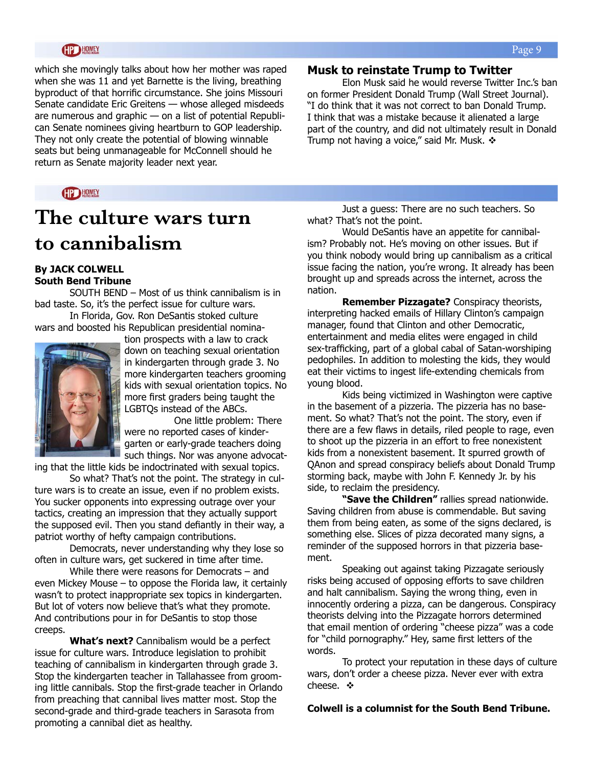which she movingly talks about how her mother was raped when she was 11 and yet Barnette is the living, breathing byproduct of that horrific circumstance. She joins Missouri Senate candidate Eric Greitens — whose alleged misdeeds are numerous and graphic — on a list of potential Republican Senate nominees giving heartburn to GOP leadership. They not only create the potential of blowing winnable seats but being unmanageable for McConnell should he return as Senate majority leader next year.

## Musk to reinstate Trump to Twitter

Elon Musk said he would reverse Twitter Inc.'s ban on former President Donald Trump (Wall Street Journal). "I do think that it was not correct to ban Donald Trump. I think that was a mistake because it alienated a large part of the country, and did not ultimately result in Donald Trump not having a voice," said Mr. Musk. ❖

# The culture wars turn to cannibalism

**By JACK COLWELL**
**South Bend Tribune**

SOUTH BEND – Most of us think cannibalism is in bad taste. So, it's the perfect issue for culture wars.

In Florida, Gov. Ron DeSantis stoked culture wars and boosted his Republican presidential nomination prospects with a law to crack down on teaching sexual orientation in kindergarten through grade 3. No more kindergarten teachers grooming kids with sexual orientation topics. No more first graders being taught the LGBTQs instead of the ABCs.

One little problem: There were no reported cases of kindergarten or early-grade teachers doing such things. Nor was anyone advocating that the little kids be indoctrinated with sexual topics.

So what? That's not the point. The strategy in culture wars is to create an issue, even if no problem exists. You sucker opponents into expressing outrage over your tactics, creating an impression that they actually support the supposed evil. Then you stand defiantly in their way, a patriot worthy of hefty campaign contributions.

Democrats, never understanding why they lose so often in culture wars, get suckered in time after time.

While there were reasons for Democrats – and even Mickey Mouse – to oppose the Florida law, it certainly wasn't to protect inappropriate sex topics in kindergarten. But lot of voters now believe that's what they promote. And contributions pour in for DeSantis to stop those creeps.

**What's next?** Cannibalism would be a perfect issue for culture wars. Introduce legislation to prohibit teaching of cannibalism in kindergarten through grade 3. Stop the kindergarten teacher in Tallahassee from grooming little cannibals. Stop the first-grade teacher in Orlando from preaching that cannibal lives matter most. Stop the second-grade and third-grade teachers in Sarasota from promoting a cannibal diet as healthy.

Just a guess: There are no such teachers. So what? That's not the point.

Would DeSantis have an appetite for cannibalism? Probably not. He's moving on other issues. But if you think nobody would bring up cannibalism as a critical issue facing the nation, you're wrong. It already has been brought up and spreads across the internet, across the nation.

**Remember Pizzagate?** Conspiracy theorists, interpreting hacked emails of Hillary Clinton's campaign manager, found that Clinton and other Democratic, entertainment and media elites were engaged in child sex-trafficking, part of a global cabal of Satan-worshiping pedophiles. In addition to molesting the kids, they would eat their victims to ingest life-extending chemicals from young blood.

Kids being victimized in Washington were captive in the basement of a pizzeria. The pizzeria has no basement. So what? That's not the point. The story, even if there are a few flaws in details, riled people to rage, even to shoot up the pizzeria in an effort to free nonexistent kids from a nonexistent basement. It spurred growth of QAnon and spread conspiracy beliefs about Donald Trump storming back, maybe with John F. Kennedy Jr. by his side, to reclaim the presidency.

**"Save the Children"** rallies spread nationwide. Saving children from abuse is commendable. But saving them from being eaten, as some of the signs declared, is something else. Slices of pizza decorated many signs, a reminder of the supposed horrors in that pizzeria basement.

Speaking out against taking Pizzagate seriously risks being accused of opposing efforts to save children and halt cannibalism. Saying the wrong thing, even in innocently ordering a pizza, can be dangerous. Conspiracy theorists delving into the Pizzagate horrors determined that email mention of ordering "cheese pizza" was a code for "child pornography." Hey, same first letters of the words.

To protect your reputation in these days of culture wars, don't order a cheese pizza. Never ever with extra cheese. ❖

**Colwell is a columnist for the South Bend Tribune.**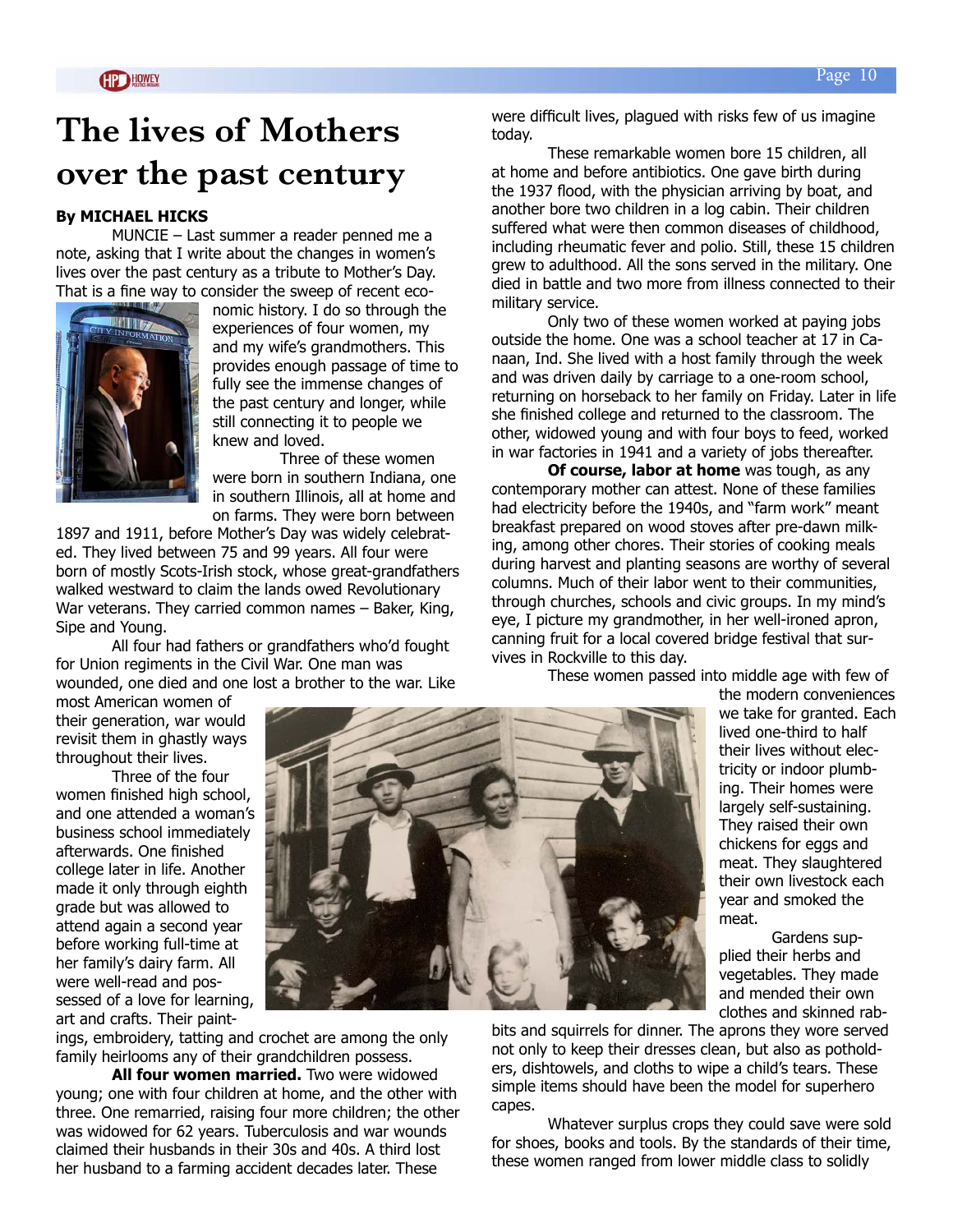# The lives of Mothers over the past century

**By MICHAEL HICKS**

MUNCIE – Last summer a reader penned me a note, asking that I write about the changes in women's lives over the past century as a tribute to Mother's Day. That is a fine way to consider the sweep of recent economic history. I do so through the experiences of four women, my and my wife's grandmothers. This provides enough passage of time to fully see the immense changes of the past century and longer, while still connecting it to people we knew and loved.

Three of these women were born in southern Indiana, one in southern Illinois, all at home and on farms. They were born between 1897 and 1911, before Mother's Day was widely celebrated. They lived between 75 and 99 years. All four were born of mostly Scots-Irish stock, whose great-grandfathers walked westward to claim the lands owed Revolutionary War veterans. They carried common names – Baker, King, Sipe and Young.

All four had fathers or grandfathers who'd fought for Union regiments in the Civil War. One man was wounded, one died and one lost a brother to the war. Like most American women of their generation, war would revisit them in ghastly ways throughout their lives.

Three of the four women finished high school, and one attended a woman's business school immediately afterwards. One finished college later in life. Another made it only through eighth grade but was allowed to attend again a second year before working full-time at her family's dairy farm. All were well-read and possessed of a love for learning, art and crafts. Their paintings, embroidery, tatting and crochet are among the only family heirlooms any of their grandchildren possess.

**All four women married.** Two were widowed young; one with four children at home, and the other with three. One remarried, raising four more children; the other was widowed for 62 years. Tuberculosis and war wounds claimed their husbands in their 30s and 40s. A third lost her husband to a farming accident decades later. These were difficult lives, plagued with risks few of us imagine today.

These remarkable women bore 15 children, all at home and before antibiotics. One gave birth during the 1937 flood, with the physician arriving by boat, and another bore two children in a log cabin. Their children suffered what were then common diseases of childhood, including rheumatic fever and polio. Still, these 15 children grew to adulthood. All the sons served in the military. One died in battle and two more from illness connected to their military service.

Only two of these women worked at paying jobs outside the home. One was a school teacher at 17 in Canaan, Ind. She lived with a host family through the week and was driven daily by carriage to a one-room school, returning on horseback to her family on Friday. Later in life she finished college and returned to the classroom. The other, widowed young and with four boys to feed, worked in war factories in 1941 and a variety of jobs thereafter.

**Of course, labor at home** was tough, as any contemporary mother can attest. None of these families had electricity before the 1940s, and "farm work" meant breakfast prepared on wood stoves after pre-dawn milking, among other chores. Their stories of cooking meals during harvest and planting seasons are worthy of several columns. Much of their labor went to their communities, through churches, schools and civic groups. In my mind's eye, I picture my grandmother, in her well-ironed apron, canning fruit for a local covered bridge festival that survives in Rockville to this day.

These women passed into middle age with few of the modern conveniences we take for granted. Each lived one-third to half their lives without electricity or indoor plumbing. Their homes were largely self-sustaining. They raised their own chickens for eggs and meat. They slaughtered their own livestock each year and smoked the meat.

Gardens supplied their herbs and vegetables. They made and mended their own clothes and skinned rabbits and squirrels for dinner. The aprons they wore served not only to keep their dresses clean, but also as potholders, dishtowels, and cloths to wipe a child's tears. These simple items should have been the model for superhero capes.

Whatever surplus crops they could save were sold for shoes, books and tools. By the standards of their time, these women ranged from lower middle class to solidly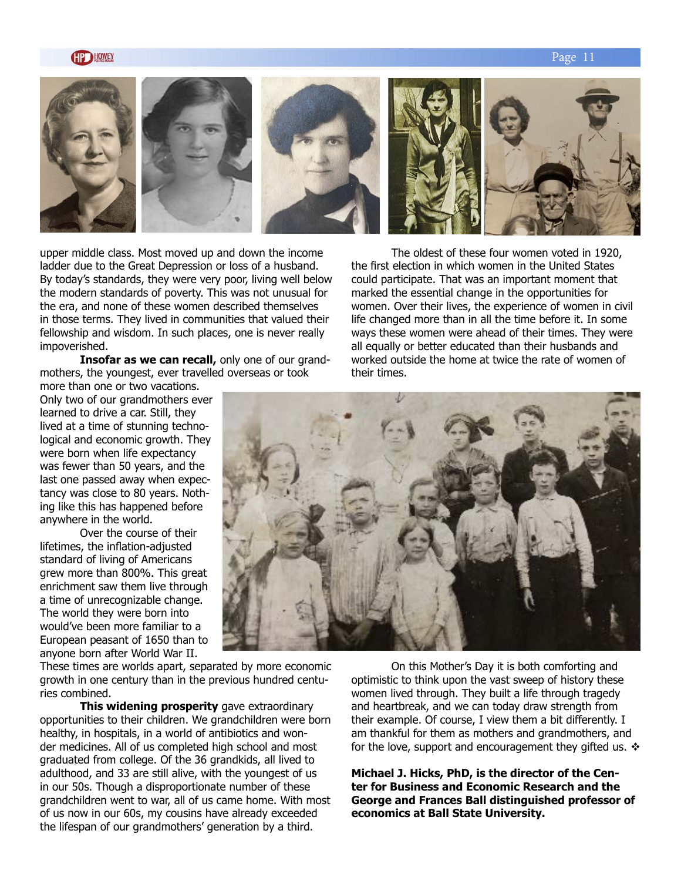upper middle class. Most moved up and down the income ladder due to the Great Depression or loss of a husband. By today's standards, they were very poor, living well below the modern standards of poverty. This was not unusual for the era, and none of these women described themselves in those terms. They lived in communities that valued their fellowship and wisdom. In such places, one is never really impoverished.

**Insofar as we can recall,** only one of our grandmothers, the youngest, ever travelled overseas or took more than one or two vacations. Only two of our grandmothers ever learned to drive a car. Still, they lived at a time of stunning technological and economic growth. They were born when life expectancy was fewer than 50 years, and the last one passed away when expectancy was close to 80 years. Nothing like this has happened before anywhere in the world.

Over the course of their lifetimes, the inflation-adjusted standard of living of Americans grew more than 800%. This great enrichment saw them live through a time of unrecognizable change. The world they were born into would've been more familiar to a European peasant of 1650 than to anyone born after World War II. These times are worlds apart, separated by more economic growth in one century than in the previous hundred centuries combined.

**This widening prosperity** gave extraordinary opportunities to their children. We grandchildren were born healthy, in hospitals, in a world of antibiotics and wonder medicines. All of us completed high school and most graduated from college. Of the 36 grandkids, all lived to adulthood, and 33 are still alive, with the youngest of us in our 50s. Though a disproportionate number of these grandchildren went to war, all of us came home. With most of us now in our 60s, my cousins have already exceeded the lifespan of our grandmothers' generation by a third.

The oldest of these four women voted in 1920, the first election in which women in the United States could participate. That was an important moment that marked the essential change in the opportunities for women. Over their lives, the experience of women in civil life changed more than in all the time before it. In some ways these women were ahead of their times. They were all equally or better educated than their husbands and worked outside the home at twice the rate of women of their times.

On this Mother's Day it is both comforting and optimistic to think upon the vast sweep of history these women lived through. They built a life through tragedy and heartbreak, and we can today draw strength from their example. Of course, I view them a bit differently. I am thankful for them as mothers and grandmothers, and for the love, support and encouragement they gifted us. ❖

**Michael J. Hicks, PhD, is the director of the Center for Business and Economic Research and the George and Frances Ball distinguished professor of economics at Ball State University.**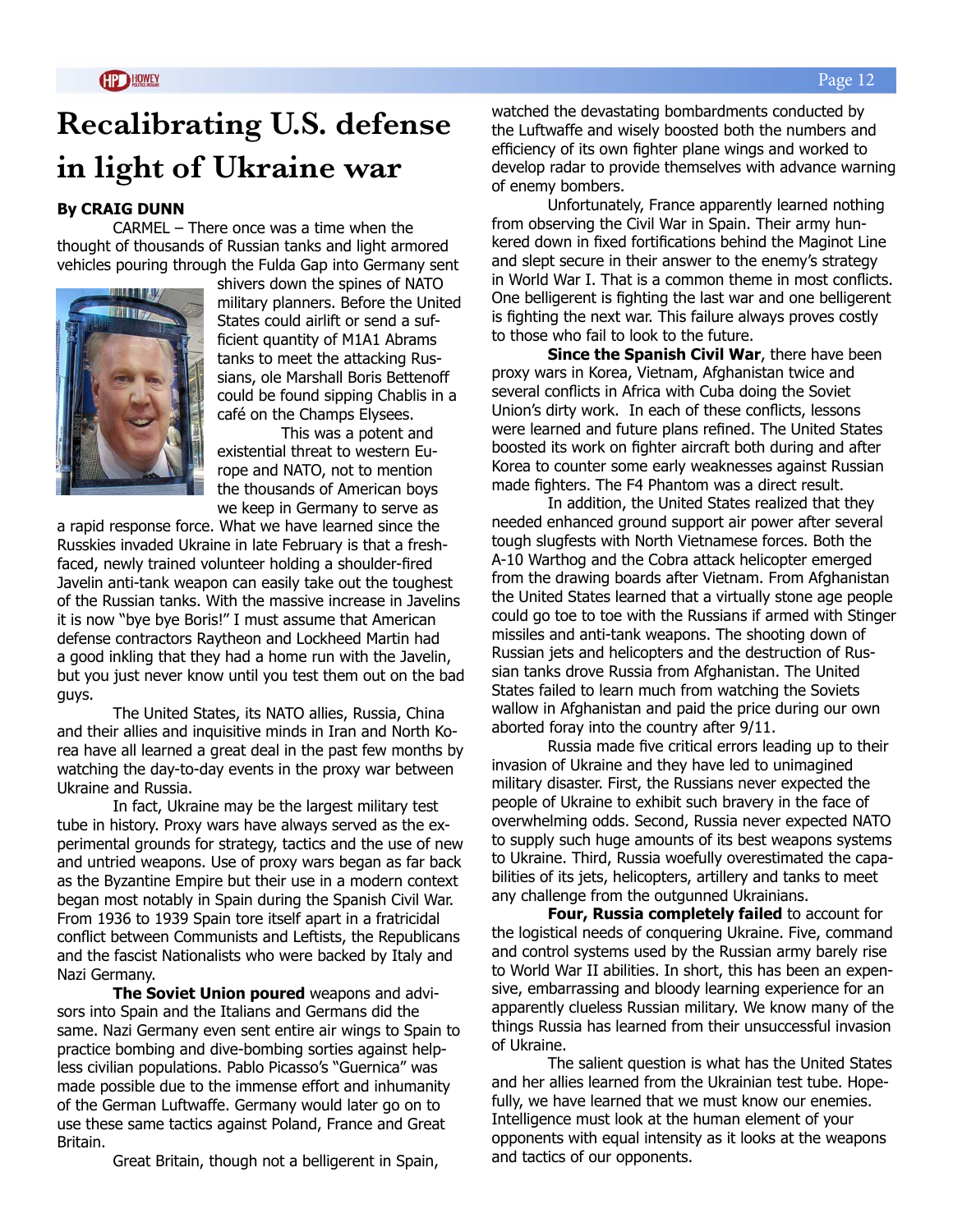# Recalibrating U.S. defense in light of Ukraine war

**By CRAIG DUNN**

CARMEL – There once was a time when the thought of thousands of Russian tanks and light armored vehicles pouring through the Fulda Gap into Germany sent shivers down the spines of NATO military planners. Before the United States could airlift or send a sufficient quantity of M1A1 Abrams tanks to meet the attacking Russians, ole Marshall Boris Bettenoff could be found sipping Chablis in a café on the Champs Elysees.

This was a potent and existential threat to western Europe and NATO, not to mention the thousands of American boys we keep in Germany to serve as a rapid response force. What we have learned since the Russkies invaded Ukraine in late February is that a fresh-faced, newly trained volunteer holding a shoulder-fired Javelin anti-tank weapon can easily take out the toughest of the Russian tanks. With the massive increase in Javelins it is now "bye bye Boris!" I must assume that American defense contractors Raytheon and Lockheed Martin had a good inkling that they had a home run with the Javelin, but you just never know until you test them out on the bad guys.

The United States, its NATO allies, Russia, China and their allies and inquisitive minds in Iran and North Korea have all learned a great deal in the past few months by watching the day-to-day events in the proxy war between Ukraine and Russia.

In fact, Ukraine may be the largest military test tube in history. Proxy wars have always served as the experimental grounds for strategy, tactics and the use of new and untried weapons. Use of proxy wars began as far back as the Byzantine Empire but their use in a modern context began most notably in Spain during the Spanish Civil War. From 1936 to 1939 Spain tore itself apart in a fratricidal conflict between Communists and Leftists, the Republicans and the fascist Nationalists who were backed by Italy and Nazi Germany.

**The Soviet Union poured** weapons and advisors into Spain and the Italians and Germans did the same. Nazi Germany even sent entire air wings to Spain to practice bombing and dive-bombing sorties against helpless civilian populations. Pablo Picasso's "Guernica" was made possible due to the immense effort and inhumanity of the German Luftwaffe. Germany would later go on to use these same tactics against Poland, France and Great Britain.

Great Britain, though not a belligerent in Spain, watched the devastating bombardments conducted by the Luftwaffe and wisely boosted both the numbers and efficiency of its own fighter plane wings and worked to develop radar to provide themselves with advance warning of enemy bombers.

Unfortunately, France apparently learned nothing from observing the Civil War in Spain. Their army hunkered down in fixed fortifications behind the Maginot Line and slept secure in their answer to the enemy's strategy in World War I. That is a common theme in most conflicts. One belligerent is fighting the last war and one belligerent is fighting the next war. This failure always proves costly to those who fail to look to the future.

**Since the Spanish Civil War**, there have been proxy wars in Korea, Vietnam, Afghanistan twice and several conflicts in Africa with Cuba doing the Soviet Union's dirty work. In each of these conflicts, lessons were learned and future plans refined. The United States boosted its work on fighter aircraft both during and after Korea to counter some early weaknesses against Russian made fighters. The F4 Phantom was a direct result.

In addition, the United States realized that they needed enhanced ground support air power after several tough slugfests with North Vietnamese forces. Both the A-10 Warthog and the Cobra attack helicopter emerged from the drawing boards after Vietnam. From Afghanistan the United States learned that a virtually stone age people could go toe to toe with the Russians if armed with Stinger missiles and anti-tank weapons. The shooting down of Russian jets and helicopters and the destruction of Russian tanks drove Russia from Afghanistan. The United States failed to learn much from watching the Soviets wallow in Afghanistan and paid the price during our own aborted foray into the country after 9/11.

Russia made five critical errors leading up to their invasion of Ukraine and they have led to unimagined military disaster. First, the Russians never expected the people of Ukraine to exhibit such bravery in the face of overwhelming odds. Second, Russia never expected NATO to supply such huge amounts of its best weapons systems to Ukraine. Third, Russia woefully overestimated the capabilities of its jets, helicopters, artillery and tanks to meet any challenge from the outgunned Ukrainians.

**Four, Russia completely failed** to account for the logistical needs of conquering Ukraine. Five, command and control systems used by the Russian army barely rise to World War II abilities. In short, this has been an expensive, embarrassing and bloody learning experience for an apparently clueless Russian military. We know many of the things Russia has learned from their unsuccessful invasion of Ukraine.

The salient question is what has the United States and her allies learned from the Ukrainian test tube. Hopefully, we have learned that we must know our enemies. Intelligence must look at the human element of your opponents with equal intensity as it looks at the weapons and tactics of our opponents.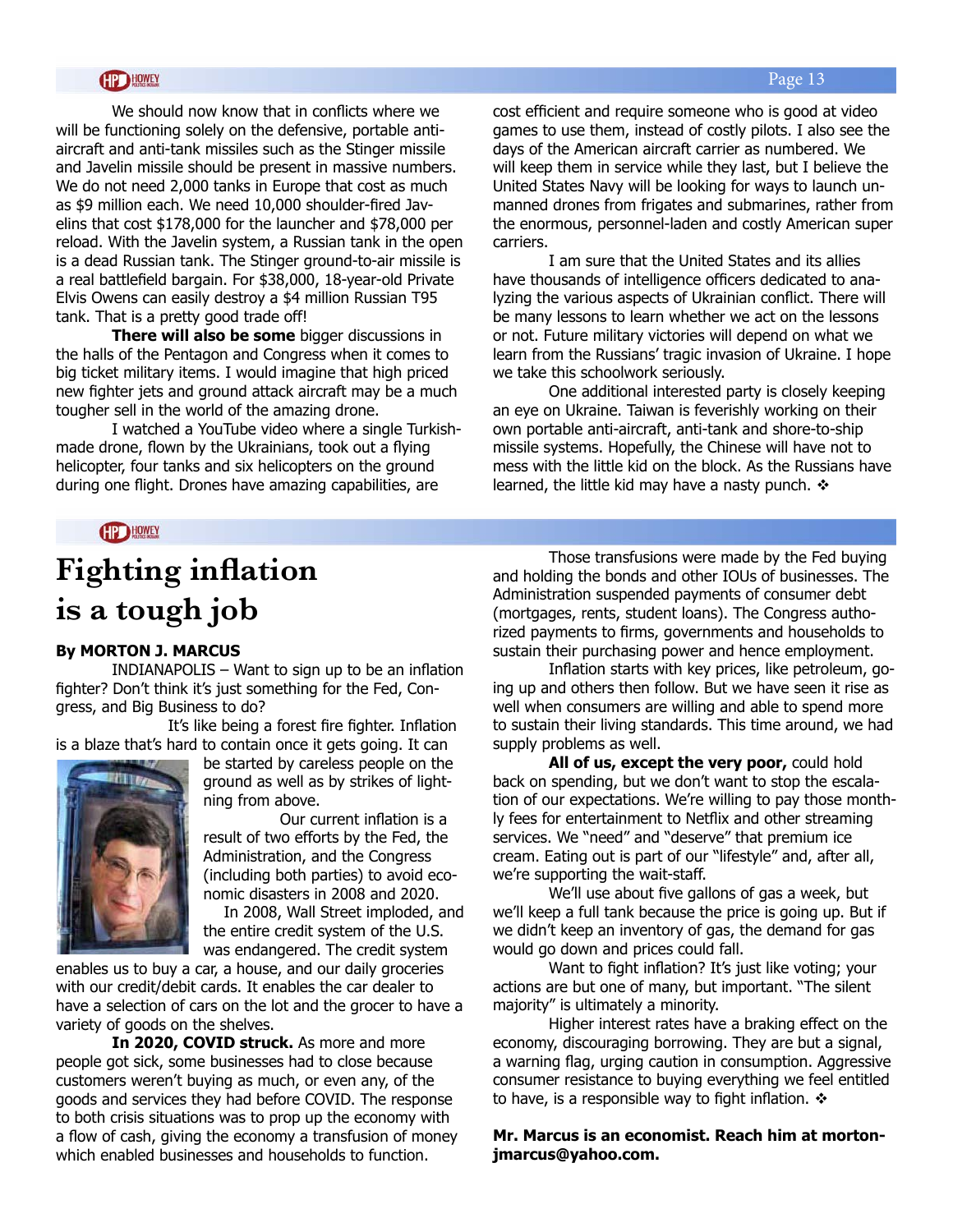We should now know that in conflicts where we will be functioning solely on the defensive, portable anti-aircraft and anti-tank missiles such as the Stinger missile and Javelin missile should be present in massive numbers. We do not need 2,000 tanks in Europe that cost as much as $9 million each. We need 10,000 shoulder-fired Javelins that cost $178,000 for the launcher and $78,000 per reload. With the Javelin system, a Russian tank in the open is a dead Russian tank. The Stinger ground-to-air missile is a real battlefield bargain. For $38,000, 18-year-old Private Elvis Owens can easily destroy a $4 million Russian T95 tank. That is a pretty good trade off!

**There will also be some** bigger discussions in the halls of the Pentagon and Congress when it comes to big ticket military items. I would imagine that high priced new fighter jets and ground attack aircraft may be a much tougher sell in the world of the amazing drone.

I watched a YouTube video where a single Turkish-made drone, flown by the Ukrainians, took out a flying helicopter, four tanks and six helicopters on the ground during one flight. Drones have amazing capabilities, are cost efficient and require someone who is good at video games to use them, instead of costly pilots. I also see the days of the American aircraft carrier as numbered. We will keep them in service while they last, but I believe the United States Navy will be looking for ways to launch unmanned drones from frigates and submarines, rather from the enormous, personnel-laden and costly American super carriers.

I am sure that the United States and its allies have thousands of intelligence officers dedicated to analyzing the various aspects of Ukrainian conflict. There will be many lessons to learn whether we act on the lessons or not. Future military victories will depend on what we learn from the Russians' tragic invasion of Ukraine. I hope we take this schoolwork seriously.

One additional interested party is closely keeping an eye on Ukraine. Taiwan is feverishly working on their own portable anti-aircraft, anti-tank and shore-to-ship missile systems. Hopefully, the Chinese will have not to mess with the little kid on the block. As the Russians have learned, the little kid may have a nasty punch. ❖

# Fighting inflation is a tough job

**By MORTON J. MARCUS**

INDIANAPOLIS – Want to sign up to be an inflation fighter? Don't think it's just something for the Fed, Congress, and Big Business to do?

It's like being a forest fire fighter. Inflation is a blaze that's hard to contain once it gets going. It can be started by careless people on the ground as well as by strikes of lightning from above.

Our current inflation is a result of two efforts by the Fed, the Administration, and the Congress (including both parties) to avoid economic disasters in 2008 and 2020.

In 2008, Wall Street imploded, and the entire credit system of the U.S. was endangered. The credit system enables us to buy a car, a house, and our daily groceries with our credit/debit cards. It enables the car dealer to have a selection of cars on the lot and the grocer to have a variety of goods on the shelves.

**In 2020, COVID struck.** As more and more people got sick, some businesses had to close because customers weren't buying as much, or even any, of the goods and services they had before COVID. The response to both crisis situations was to prop up the economy with a flow of cash, giving the economy a transfusion of money which enabled businesses and households to function.

Those transfusions were made by the Fed buying and holding the bonds and other IOUs of businesses. The Administration suspended payments of consumer debt (mortgages, rents, student loans). The Congress authorized payments to firms, governments and households to sustain their purchasing power and hence employment.

Inflation starts with key prices, like petroleum, going up and others then follow. But we have seen it rise as well when consumers are willing and able to spend more to sustain their living standards. This time around, we had supply problems as well.

**All of us, except the very poor,** could hold back on spending, but we don't want to stop the escalation of our expectations. We're willing to pay those monthly fees for entertainment to Netflix and other streaming services. We "need" and "deserve" that premium ice cream. Eating out is part of our "lifestyle" and, after all, we're supporting the wait-staff.

We'll use about five gallons of gas a week, but we'll keep a full tank because the price is going up. But if we didn't keep an inventory of gas, the demand for gas would go down and prices could fall.

Want to fight inflation? It's just like voting; your actions are but one of many, but important. "The silent majority" is ultimately a minority.

Higher interest rates have a braking effect on the economy, discouraging borrowing. They are but a signal, a warning flag, urging caution in consumption. Aggressive consumer resistance to buying everything we feel entitled to have, is a responsible way to fight inflation. ❖

**Mr. Marcus is an economist. Reach him at mortonjmarcus@yahoo.com.**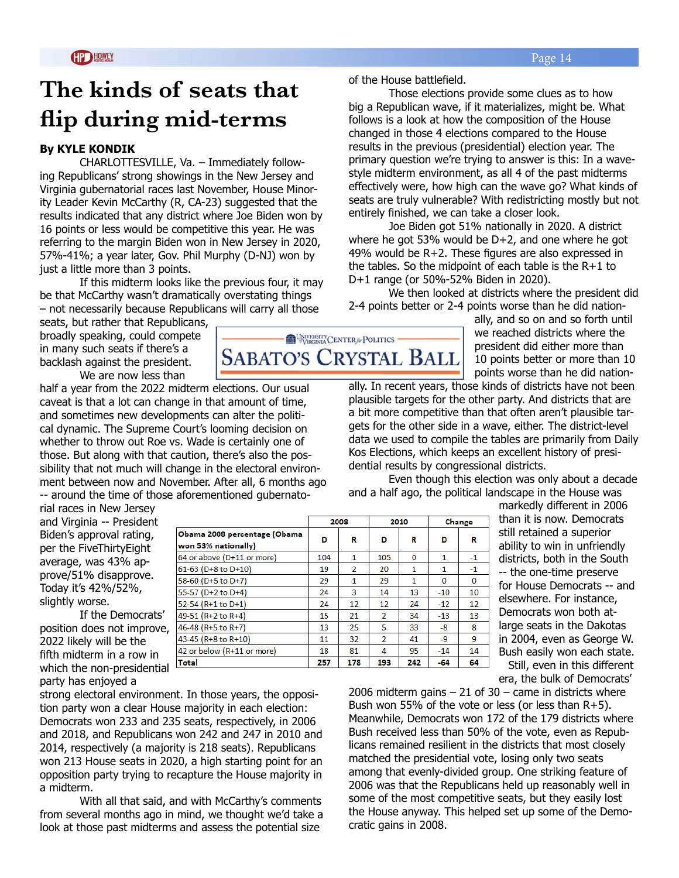# The kinds of seats that flip during mid-terms

**By KYLE KONDIK**

CHARLOTTESVILLE, Va. – Immediately following Republicans' strong showings in the New Jersey and Virginia gubernatorial races last November, House Minority Leader Kevin McCarthy (R, CA-23) suggested that the results indicated that any district where Joe Biden won by 16 points or less would be competitive this year. He was referring to the margin Biden won in New Jersey in 2020, 57%-41%; a year later, Gov. Phil Murphy (D-NJ) won by just a little more than 3 points.

If this midterm looks like the previous four, it may be that McCarthy wasn't dramatically overstating things – not necessarily because Republicans will carry all those seats, but rather that Republicans, broadly speaking, could compete in many such seats if there's a backlash against the president.

SABATO'S CRYSTAL BALL

We are now less than half a year from the 2022 midterm elections. Our usual caveat is that a lot can change in that amount of time, and sometimes new developments can alter the political dynamic. The Supreme Court's looming decision on whether to throw out Roe vs. Wade is certainly one of those. But along with that caution, there's also the possibility that not much will change in the electoral environment between now and November. After all, 6 months ago -- around the time of those aforementioned gubernatorial races in New Jersey and Virginia -- President Biden's approval rating, per the FiveThirtyEight average, was 43% approve/51% disapprove. Today it's 42%/52%, slightly worse.

If the Democrats' position does not improve, 2022 likely will be the fifth midterm in a row in which the non-presidential party has enjoyed a strong electoral environment. In those years, the opposition party won a clear House majority in each election: Democrats won 233 and 235 seats, respectively, in 2006 and 2018, and Republicans won 242 and 247 in 2010 and 2014, respectively (a majority is 218 seats). Republicans won 213 House seats in 2020, a high starting point for an opposition party trying to recapture the House majority in a midterm.

With all that said, and with McCarthy's comments from several months ago in mind, we thought we'd take a look at those past midterms and assess the potential size of the House battlefield.

Those elections provide some clues as to how big a Republican wave, if it materializes, might be. What follows is a look at how the composition of the House changed in those 4 elections compared to the House results in the previous (presidential) election year. The primary question we're trying to answer is this: In a wave-style midterm environment, as all 4 of the past midterms effectively were, how high can the wave go? What kinds of seats are truly vulnerable? With redistricting mostly but not entirely finished, we can take a closer look.

Joe Biden got 51% nationally in 2020. A district where he got 53% would be D+2, and one where he got 49% would be R+2. These figures are also expressed in the tables. So the midpoint of each table is the R+1 to D+1 range (or 50%-52% Biden in 2020).

We then looked at districts where the president did 2-4 points better or 2-4 points worse than he did nationally, and so on and so forth until we reached districts where the president did either more than 10 points better or more than 10 points worse than he did nationally. In recent years, those kinds of districts have not been plausible targets for the other party. And districts that are a bit more competitive than that often aren't plausible targets for the other side in a wave, either. The district-level data we used to compile the tables are primarily from Daily Kos Elections, which keeps an excellent history of presidential results by congressional districts.

| | 2008 | | 2010 | | Change | |
|---|---|---|---|---|---|---|
| **Obama 2008 percentage (Obama won 53% nationally)** | **D** | **R** | **D** | **R** | **D** | **R** |
| 64 or above (D+11 or more) | 104 | 1 | 105 | 0 | 1 | -1 |
| 61-63 (D+8 to D+10) | 19 | 2 | 20 | 1 | 1 | -1 |
| 58-60 (D+5 to D+7) | 29 | 1 | 29 | 1 | 0 | 0 |
| 55-57 (D+2 to D+4) | 24 | 3 | 14 | 13 | -10 | 10 |
| 52-54 (R+1 to D+1) | 24 | 12 | 12 | 24 | -12 | 12 |
| 49-51 (R+2 to R+4) | 15 | 21 | 2 | 34 | -13 | 13 |
| 46-48 (R+5 to R+7) | 13 | 25 | 5 | 33 | -8 | 8 |
| 43-45 (R+8 to R+10) | 11 | 32 | 2 | 41 | -9 | 9 |
| 42 or below (R+11 or more) | 18 | 81 | 4 | 95 | -14 | 14 |
| **Total** | **257** | **178** | **193** | **242** | **-64** | **64** |

Even though this election was only about a decade and a half ago, the political landscape in the House was markedly different in 2006 than it is now. Democrats still retained a superior ability to win in unfriendly districts, both in the South -- the one-time preserve for House Democrats -- and elsewhere. For instance, Democrats won both at-large seats in the Dakotas in 2004, even as George W. Bush easily won each state.

Still, even in this different era, the bulk of Democrats' 2006 midterm gains – 21 of 30 – came in districts where Bush won 55% of the vote or less (or less than R+5). Meanwhile, Democrats won 172 of the 179 districts where Bush received less than 50% of the vote, even as Republicans remained resilient in the districts that most closely matched the presidential vote, losing only two seats among that evenly-divided group. One striking feature of 2006 was that the Republicans held up reasonably well in some of the most competitive seats, but they easily lost the House anyway. This helped set up some of the Democratic gains in 2008.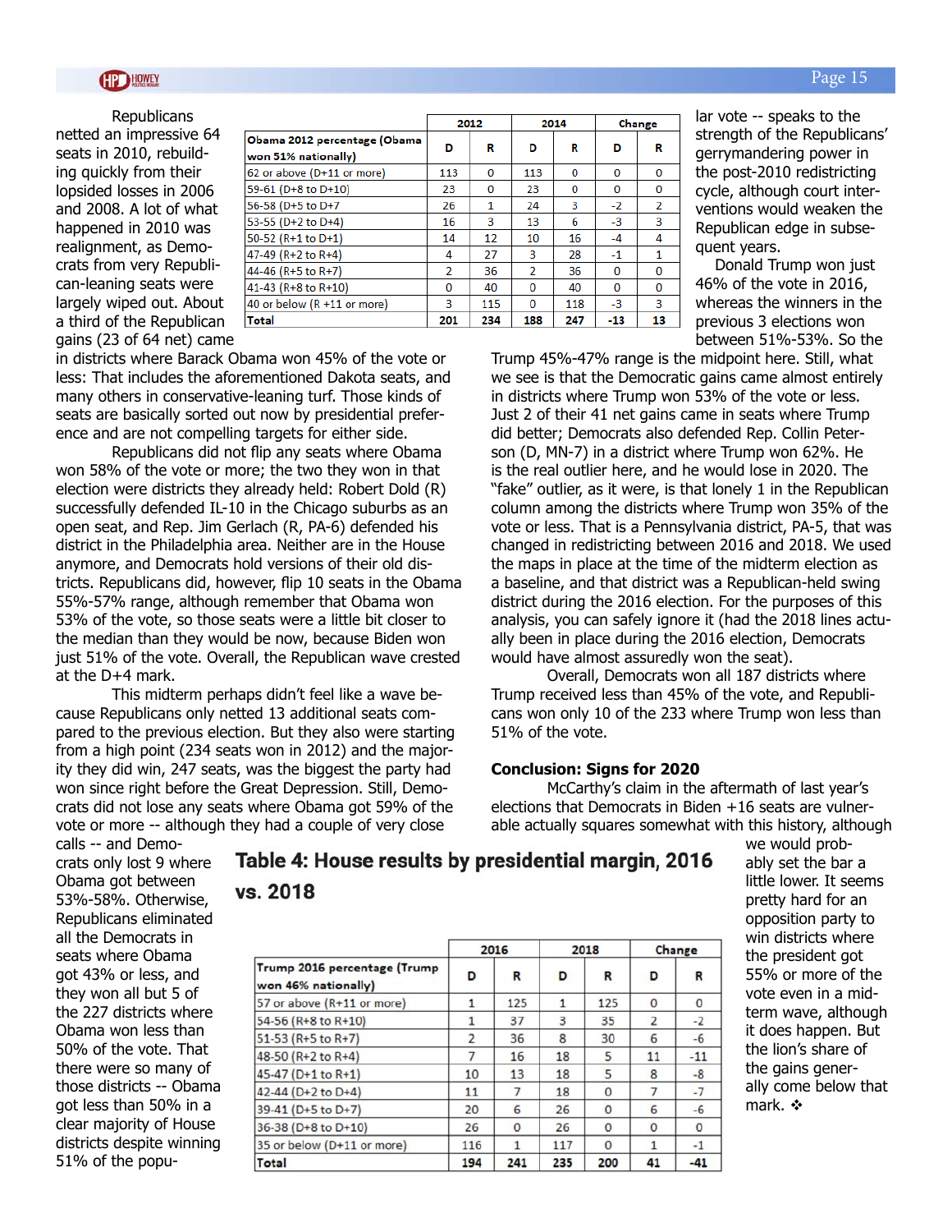Republicans netted an impressive 64 seats in 2010, rebuilding quickly from their lopsided losses in 2006 and 2008. A lot of what happened in 2010 was realignment, as Democrats from very Republican-leaning seats were largely wiped out. About a third of the Republican gains (23 of 64 net) came in districts where Barack Obama won 45% of the vote or less: That includes the aforementioned Dakota seats, and many others in conservative-leaning turf. Those kinds of seats are basically sorted out now by presidential preference and are not compelling targets for either side.

| Obama 2012 percentage (Obama won 51% nationally) | 2012 D | 2012 R | 2014 D | 2014 R | Change D | Change R |
|---|---|---|---|---|---|---|
| 62 or above (D+11 or more) | 113 | 0 | 113 | 0 | 0 | 0 |
| 59-61 (D+8 to D+10) | 23 | 0 | 23 | 0 | 0 | 0 |
| 56-58 (D+5 to D+7 | 26 | 1 | 24 | 3 | -2 | 2 |
| 53-55 (D+2 to D+4) | 16 | 3 | 13 | 6 | -3 | 3 |
| 50-52 (R+1 to D+1) | 14 | 12 | 10 | 16 | -4 | 4 |
| 47-49 (R+2 to R+4) | 4 | 27 | 3 | 28 | -1 | 1 |
| 44-46 (R+5 to R+7) | 2 | 36 | 2 | 36 | 0 | 0 |
| 41-43 (R+8 to R+10) | 0 | 40 | 0 | 40 | 0 | 0 |
| 40 or below (R +11 or more) | 3 | 115 | 0 | 118 | -3 | 3 |
| **Total** | **201** | **234** | **188** | **247** | **-13** | **13** |

Republicans did not flip any seats where Obama won 58% of the vote or more; the two they won in that election were districts they already held: Robert Dold (R) successfully defended IL-10 in the Chicago suburbs as an open seat, and Rep. Jim Gerlach (R, PA-6) defended his district in the Philadelphia area. Neither are in the House anymore, and Democrats hold versions of their old districts. Republicans did, however, flip 10 seats in the Obama 55%-57% range, although remember that Obama won 53% of the vote, so those seats were a little bit closer to the median than they would be now, because Biden won just 51% of the vote. Overall, the Republican wave crested at the D+4 mark.

This midterm perhaps didn't feel like a wave because Republicans only netted 13 additional seats compared to the previous election. But they also were starting from a high point (234 seats won in 2012) and the majority they did win, 247 seats, was the biggest the party had won since right before the Great Depression. Still, Democrats did not lose any seats where Obama got 59% of the vote or more -- although they had a couple of very close calls -- and Democrats only lost 9 where Obama got between 53%-58%. Otherwise, Republicans eliminated all the Democrats in seats where Obama got 43% or less, and they won all but 5 of the 227 districts where Obama won less than 50% of the vote. That there were so many of those districts -- Obama got less than 50% in a clear majority of House districts despite winning 51% of the popular vote -- speaks to the strength of the Republicans' gerrymandering power in the post-2010 redistricting cycle, although court interventions would weaken the Republican edge in subsequent years.

Donald Trump won just 46% of the vote in 2016, whereas the winners in the previous 3 elections won between 51%-53%. So the Trump 45%-47% range is the midpoint here. Still, what we see is that the Democratic gains came almost entirely in districts where Trump won 53% of the vote or less. Just 2 of their 41 net gains came in seats where Trump did better; Democrats also defended Rep. Collin Peterson (D, MN-7) in a district where Trump won 62%. He is the real outlier here, and he would lose in 2020. The "fake" outlier, as it were, is that lonely 1 in the Republican column among the districts where Trump won 35% of the vote or less. That is a Pennsylvania district, PA-5, that was changed in redistricting between 2016 and 2018. We used the maps in place at the time of the midterm election as a baseline, and that district was a Republican-held swing district during the 2016 election. For the purposes of this analysis, you can safely ignore it (had the 2018 lines actually been in place during the 2016 election, Democrats would have almost assuredly won the seat).

Overall, Democrats won all 187 districts where Trump received less than 45% of the vote, and Republicans won only 10 of the 233 where Trump won less than 51% of the vote.

**Conclusion: Signs for 2020**

McCarthy's claim in the aftermath of last year's elections that Democrats in Biden +16 seats are vulnerable actually squares somewhat with this history, although we would probably set the bar a little lower. It seems pretty hard for an opposition party to win districts where the president got 55% or more of the vote even in a midterm wave, although it does happen. But the lion's share of the gains generally come below that mark. ❖

## Table 4: House results by presidential margin, 2016 vs. 2018

| Trump 2016 percentage (Trump won 46% nationally) | 2016 D | 2016 R | 2018 D | 2018 R | Change D | Change R |
|---|---|---|---|---|---|---|
| 57 or above (R+11 or more) | 1 | 125 | 1 | 125 | 0 | 0 |
| 54-56 (R+8 to R+10) | 1 | 37 | 3 | 35 | 2 | -2 |
| 51-53 (R+5 to R+7) | 2 | 36 | 8 | 30 | 6 | -6 |
| 48-50 (R+2 to R+4) | 7 | 16 | 18 | 5 | 11 | -11 |
| 45-47 (D+1 to R+1) | 10 | 13 | 18 | 5 | 8 | -8 |
| 42-44 (D+2 to D+4) | 11 | 7 | 18 | 0 | 7 | -7 |
| 39-41 (D+5 to D+7) | 20 | 6 | 26 | 0 | 6 | -6 |
| 36-38 (D+8 to D+10) | 26 | 0 | 26 | 0 | 0 | 0 |
| 35 or below (D+11 or more) | 116 | 1 | 117 | 0 | 1 | -1 |
| **Total** | **194** | **241** | **235** | **200** | **41** | **-41** |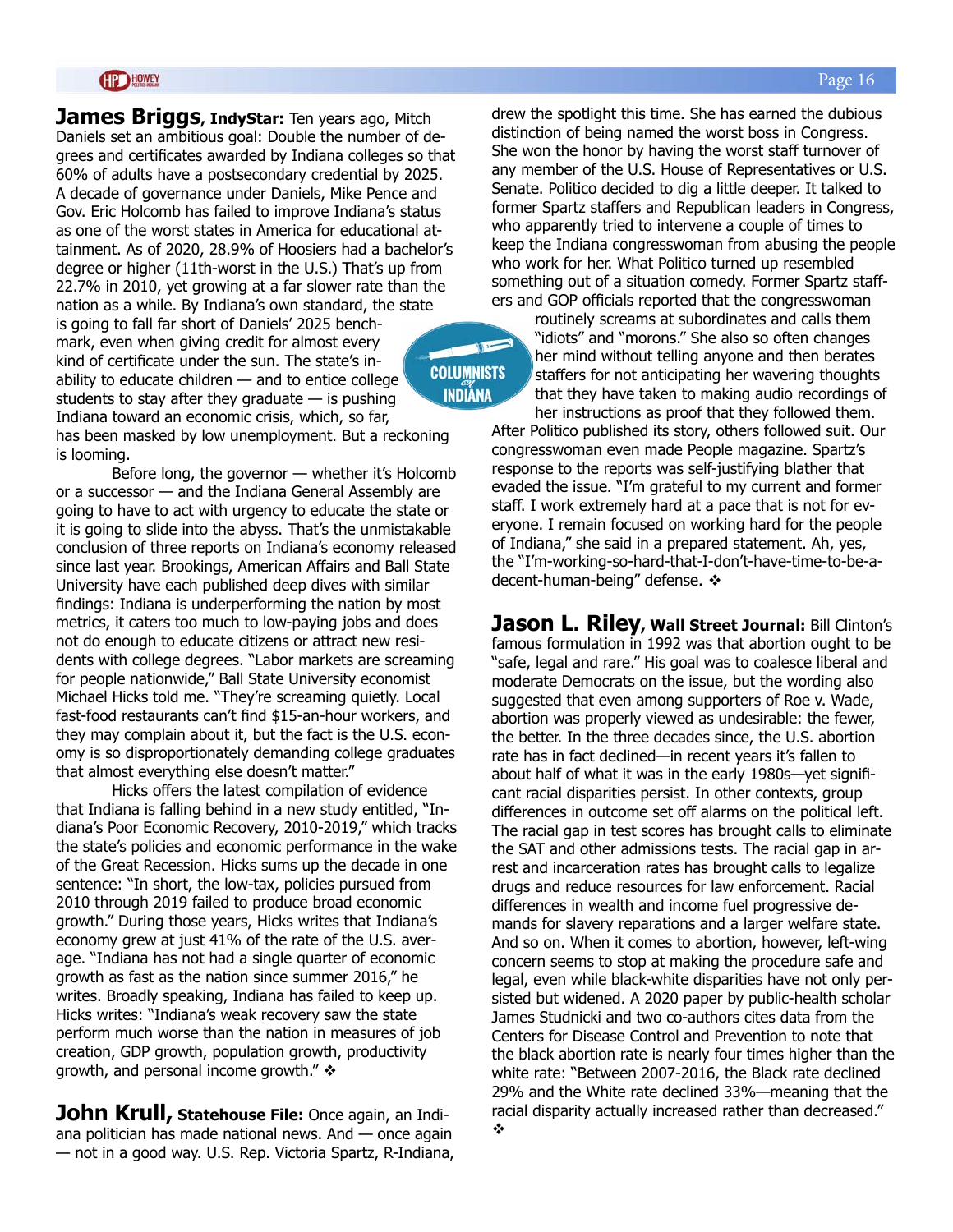**James Briggs, IndyStar:** Ten years ago, Mitch Daniels set an ambitious goal: Double the number of degrees and certificates awarded by Indiana colleges so that 60% of adults have a postsecondary credential by 2025. A decade of governance under Daniels, Mike Pence and Gov. Eric Holcomb has failed to improve Indiana's status as one of the worst states in America for educational attainment. As of 2020, 28.9% of Hoosiers had a bachelor's degree or higher (11th-worst in the U.S.) That's up from 22.7% in 2010, yet growing at a far slower rate than the nation as a while. By Indiana's own standard, the state is going to fall far short of Daniels' 2025 benchmark, even when giving credit for almost every kind of certificate under the sun. The state's inability to educate children — and to entice college students to stay after they graduate — is pushing Indiana toward an economic crisis, which, so far, has been masked by low unemployment. But a reckoning is looming.

Before long, the governor — whether it's Holcomb or a successor — and the Indiana General Assembly are going to have to act with urgency to educate the state or it is going to slide into the abyss. That's the unmistakable conclusion of three reports on Indiana's economy released since last year. Brookings, American Affairs and Ball State University have each published deep dives with similar findings: Indiana is underperforming the nation by most metrics, it caters too much to low-paying jobs and does not do enough to educate citizens or attract new residents with college degrees. "Labor markets are screaming for people nationwide," Ball State University economist Michael Hicks told me. "They're screaming quietly. Local fast-food restaurants can't find $15-an-hour workers, and they may complain about it, but the fact is the U.S. economy is so disproportionately demanding college graduates that almost everything else doesn't matter."

Hicks offers the latest compilation of evidence that Indiana is falling behind in a new study entitled, "Indiana's Poor Economic Recovery, 2010-2019," which tracks the state's policies and economic performance in the wake of the Great Recession. Hicks sums up the decade in one sentence: "In short, the low-tax, policies pursued from 2010 through 2019 failed to produce broad economic growth." During those years, Hicks writes that Indiana's economy grew at just 41% of the rate of the U.S. average. "Indiana has not had a single quarter of economic growth as fast as the nation since summer 2016," he writes. Broadly speaking, Indiana has failed to keep up. Hicks writes: "Indiana's weak recovery saw the state perform much worse than the nation in measures of job creation, GDP growth, population growth, productivity growth, and personal income growth." ❖

**John Krull, Statehouse File:** Once again, an Indiana politician has made national news. And — once again — not in a good way. U.S. Rep. Victoria Spartz, R-Indiana, drew the spotlight this time. She has earned the dubious distinction of being named the worst boss in Congress. She won the honor by having the worst staff turnover of any member of the U.S. House of Representatives or U.S. Senate. Politico decided to dig a little deeper. It talked to former Spartz staffers and Republican leaders in Congress, who apparently tried to intervene a couple of times to keep the Indiana congresswoman from abusing the people who work for her. What Politico turned up resembled something out of a situation comedy. Former Spartz staffers and GOP officials reported that the congresswoman routinely screams at subordinates and calls them "idiots" and "morons." She also so often changes her mind without telling anyone and then berates staffers for not anticipating her wavering thoughts that they have taken to making audio recordings of her instructions as proof that they followed them. After Politico published its story, others followed suit. Our congresswoman even made People magazine. Spartz's response to the reports was self-justifying blather that evaded the issue. "I'm grateful to my current and former staff. I work extremely hard at a pace that is not for everyone. I remain focused on working hard for the people of Indiana," she said in a prepared statement. Ah, yes, the "I'm-working-so-hard-that-I-don't-have-time-to-be-a-decent-human-being" defense. ❖

**Jason L. Riley, Wall Street Journal:** Bill Clinton's famous formulation in 1992 was that abortion ought to be "safe, legal and rare." His goal was to coalesce liberal and moderate Democrats on the issue, but the wording also suggested that even among supporters of Roe v. Wade, abortion was properly viewed as undesirable: the fewer, the better. In the three decades since, the U.S. abortion rate has in fact declined—in recent years it's fallen to about half of what it was in the early 1980s—yet significant racial disparities persist. In other contexts, group differences in outcome set off alarms on the political left. The racial gap in test scores has brought calls to eliminate the SAT and other admissions tests. The racial gap in arrest and incarceration rates has brought calls to legalize drugs and reduce resources for law enforcement. Racial differences in wealth and income fuel progressive demands for slavery reparations and a larger welfare state. And so on. When it comes to abortion, however, left-wing concern seems to stop at making the procedure safe and legal, even while black-white disparities have not only persisted but widened. A 2020 paper by public-health scholar James Studnicki and two co-authors cites data from the Centers for Disease Control and Prevention to note that the black abortion rate is nearly four times higher than the white rate: "Between 2007-2016, the Black rate declined 29% and the White rate declined 33%—meaning that the racial disparity actually increased rather than decreased." ❖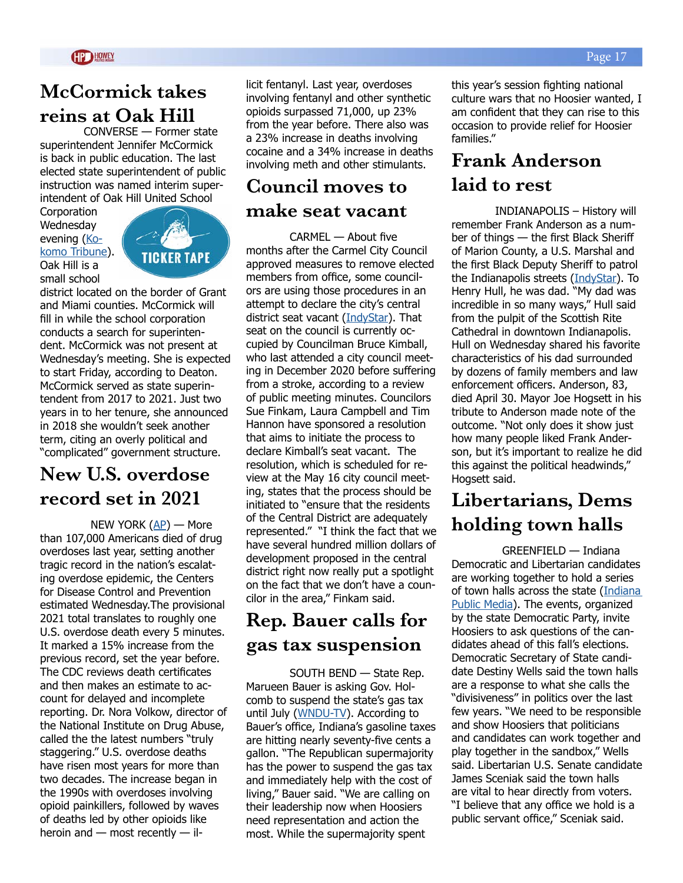## McCormick takes reins at Oak Hill

CONVERSE — Former state superintendent Jennifer McCormick is back in public education. The last elected state superintendent of public instruction was named interim superintendent of Oak Hill United School Corporation Wednesday evening (Kokomo Tribune). Oak Hill is a small school district located on the border of Grant and Miami counties. McCormick will fill in while the school corporation conducts a search for superintendent. McCormick was not present at Wednesday's meeting. She is expected to start Friday, according to Deaton. McCormick served as state superintendent from 2017 to 2021. Just two years in to her tenure, she announced in 2018 she wouldn't seek another term, citing an overly political and "complicated" government structure.

## New U.S. overdose record set in 2021

NEW YORK (AP) — More than 107,000 Americans died of drug overdoses last year, setting another tragic record in the nation's escalating overdose epidemic, the Centers for Disease Control and Prevention estimated Wednesday.The provisional 2021 total translates to roughly one U.S. overdose death every 5 minutes. It marked a 15% increase from the previous record, set the year before. The CDC reviews death certificates and then makes an estimate to account for delayed and incomplete reporting. Dr. Nora Volkow, director of the National Institute on Drug Abuse, called the the latest numbers "truly staggering." U.S. overdose deaths have risen most years for more than two decades. The increase began in the 1990s with overdoses involving opioid painkillers, followed by waves of deaths led by other opioids like heroin and — most recently — illicit fentanyl. Last year, overdoses involving fentanyl and other synthetic opioids surpassed 71,000, up 23% from the year before. There also was a 23% increase in deaths involving cocaine and a 34% increase in deaths involving meth and other stimulants.

## Council moves to make seat vacant

CARMEL — About five months after the Carmel City Council approved measures to remove elected members from office, some councilors are using those procedures in an attempt to declare the city's central district seat vacant (IndyStar). That seat on the council is currently occupied by Councilman Bruce Kimball, who last attended a city council meeting in December 2020 before suffering from a stroke, according to a review of public meeting minutes. Councilors Sue Finkam, Laura Campbell and Tim Hannon have sponsored a resolution that aims to initiate the process to declare Kimball's seat vacant. The resolution, which is scheduled for review at the May 16 city council meeting, states that the process should be initiated to "ensure that the residents of the Central District are adequately represented." "I think the fact that we have several hundred million dollars of development proposed in the central district right now really put a spotlight on the fact that we don't have a councilor in the area," Finkam said.

## Rep. Bauer calls for gas tax suspension

SOUTH BEND — State Rep. Marueen Bauer is asking Gov. Holcomb to suspend the state's gas tax until July (WNDU-TV). According to Bauer's office, Indiana's gasoline taxes are hitting nearly seventy-five cents a gallon. "The Republican supermajority has the power to suspend the gas tax and immediately help with the cost of living," Bauer said. "We are calling on their leadership now when Hoosiers need representation and action the most. While the supermajority spent this year's session fighting national culture wars that no Hoosier wanted, I am confident that they can rise to this occasion to provide relief for Hoosier families."

## Frank Anderson laid to rest

INDIANAPOLIS – History will remember Frank Anderson as a number of things — the first Black Sheriff of Marion County, a U.S. Marshal and the first Black Deputy Sheriff to patrol the Indianapolis streets (IndyStar). To Henry Hull, he was dad. "My dad was incredible in so many ways," Hull said from the pulpit of the Scottish Rite Cathedral in downtown Indianapolis. Hull on Wednesday shared his favorite characteristics of his dad surrounded by dozens of family members and law enforcement officers. Anderson, 83, died April 30. Mayor Joe Hogsett in his tribute to Anderson made note of the outcome. "Not only does it show just how many people liked Frank Anderson, but it's important to realize he did this against the political headwinds," Hogsett said.

## Libertarians, Dems holding town halls

GREENFIELD — Indiana Democratic and Libertarian candidates are working together to hold a series of town halls across the state (Indiana Public Media). The events, organized by the state Democratic Party, invite Hoosiers to ask questions of the candidates ahead of this fall's elections. Democratic Secretary of State candidate Destiny Wells said the town halls are a response to what she calls the "divisiveness" in politics over the last few years. "We need to be responsible and show Hoosiers that politicians and candidates can work together and play together in the sandbox," Wells said. Libertarian U.S. Senate candidate James Sceniak said the town halls are vital to hear directly from voters. "I believe that any office we hold is a public servant office," Sceniak said.